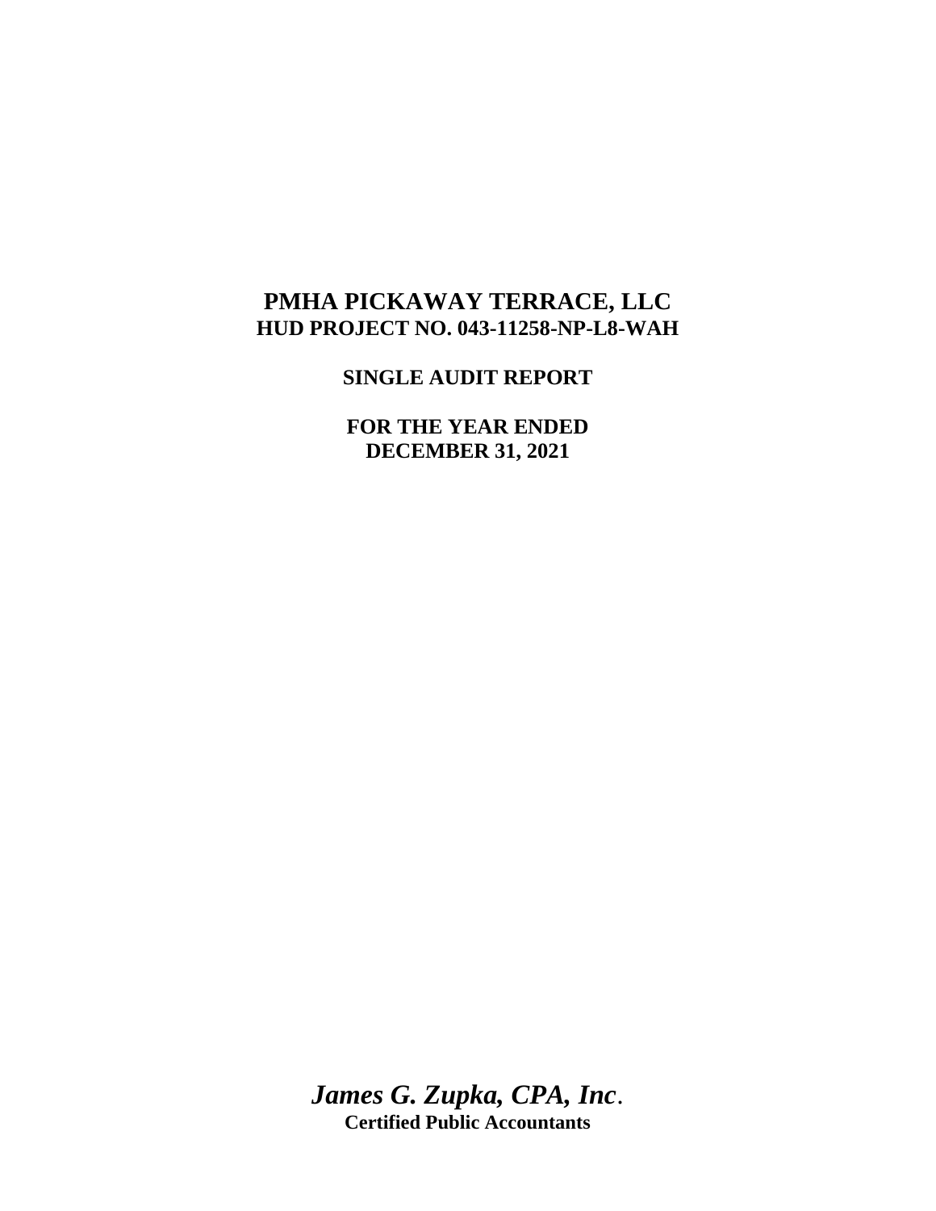# PMHA PICKAWAY TERRACE, LLC
## HUD PROJECT NO. 043-11258-NP-L8-WAH

## SINGLE AUDIT REPORT

## FOR THE YEAR ENDED DECEMBER 31, 2021

***James G. Zupka, CPA, Inc*.**
**Certified Public Accountants**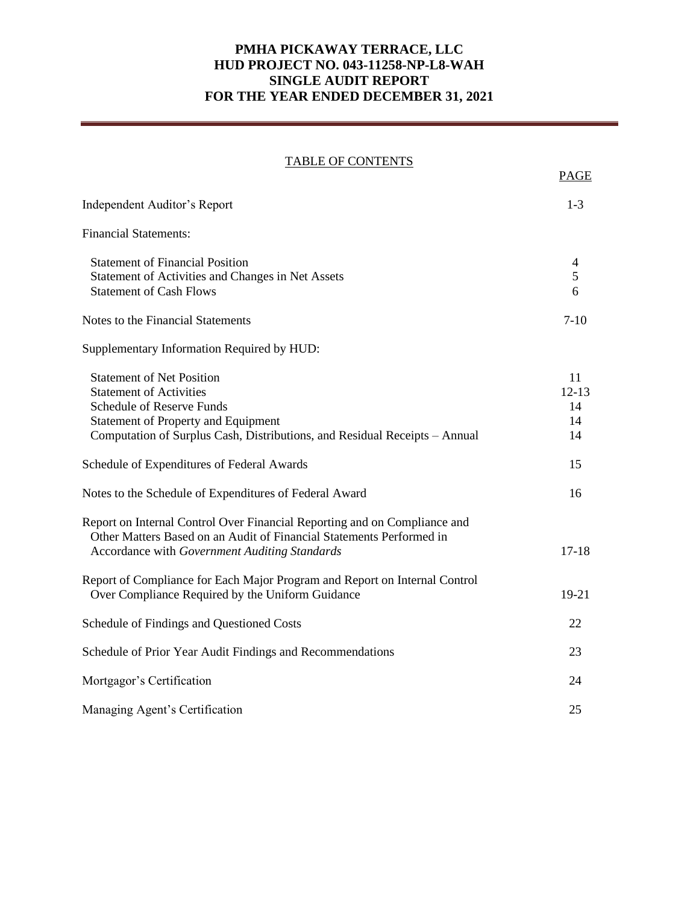# PMHA PICKAWAY TERRACE, LLC
# HUD PROJECT NO. 043-11258-NP-L8-WAH
# SINGLE AUDIT REPORT
# FOR THE YEAR ENDED DECEMBER 31, 2021

## TABLE OF CONTENTS

| | PAGE |
|---|---|
| Independent Auditor's Report | 1-3 |
| Financial Statements: | |
| Statement of Financial Position | 4 |
| Statement of Activities and Changes in Net Assets | 5 |
| Statement of Cash Flows | 6 |
| Notes to the Financial Statements | 7-10 |
| Supplementary Information Required by HUD: | |
| Statement of Net Position | 11 |
| Statement of Activities | 12-13 |
| Schedule of Reserve Funds | 14 |
| Statement of Property and Equipment | 14 |
| Computation of Surplus Cash, Distributions, and Residual Receipts – Annual | 14 |
| Schedule of Expenditures of Federal Awards | 15 |
| Notes to the Schedule of Expenditures of Federal Award | 16 |
| Report on Internal Control Over Financial Reporting and on Compliance and Other Matters Based on an Audit of Financial Statements Performed in Accordance with *Government Auditing Standards* | 17-18 |
| Report of Compliance for Each Major Program and Report on Internal Control Over Compliance Required by the Uniform Guidance | 19-21 |
| Schedule of Findings and Questioned Costs | 22 |
| Schedule of Prior Year Audit Findings and Recommendations | 23 |
| Mortgagor's Certification | 24 |
| Managing Agent's Certification | 25 |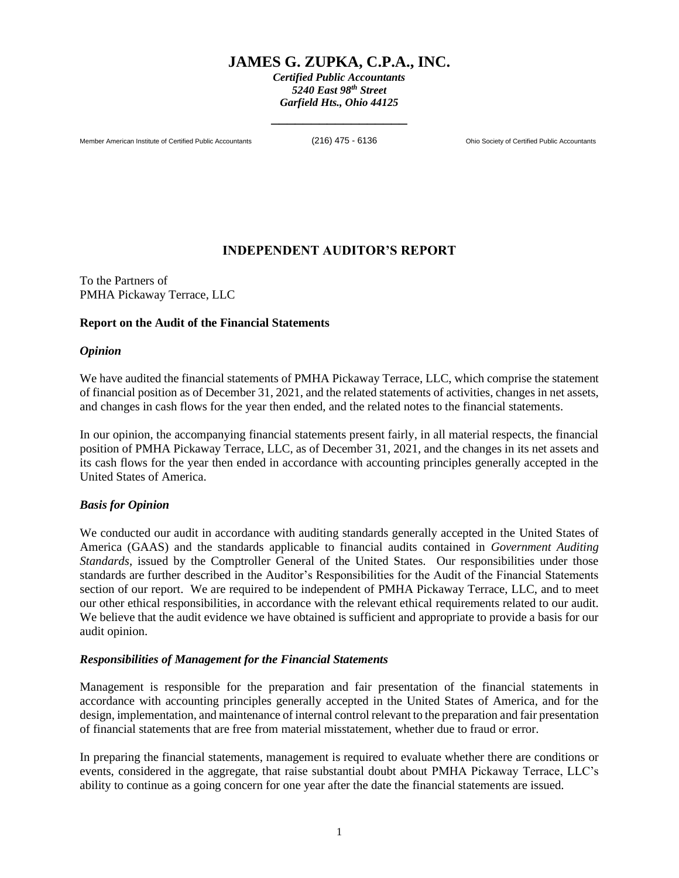# JAMES G. ZUPKA, C.P.A., INC.

***Certified Public Accountants***
***5240 East 98th Street***
***Garfield Hts., Ohio 44125***

Member American Institute of Certified Public Accountants (216) 475 - 6136 Ohio Society of Certified Public Accountants

## INDEPENDENT AUDITOR'S REPORT

To the Partners of
PMHA Pickaway Terrace, LLC

**Report on the Audit of the Financial Statements**

***Opinion***

We have audited the financial statements of PMHA Pickaway Terrace, LLC, which comprise the statement of financial position as of December 31, 2021, and the related statements of activities, changes in net assets, and changes in cash flows for the year then ended, and the related notes to the financial statements.

In our opinion, the accompanying financial statements present fairly, in all material respects, the financial position of PMHA Pickaway Terrace, LLC, as of December 31, 2021, and the changes in its net assets and its cash flows for the year then ended in accordance with accounting principles generally accepted in the United States of America.

***Basis for Opinion***

We conducted our audit in accordance with auditing standards generally accepted in the United States of America (GAAS) and the standards applicable to financial audits contained in *Government Auditing Standards*, issued by the Comptroller General of the United States. Our responsibilities under those standards are further described in the Auditor's Responsibilities for the Audit of the Financial Statements section of our report. We are required to be independent of PMHA Pickaway Terrace, LLC, and to meet our other ethical responsibilities, in accordance with the relevant ethical requirements related to our audit. We believe that the audit evidence we have obtained is sufficient and appropriate to provide a basis for our audit opinion.

***Responsibilities of Management for the Financial Statements***

Management is responsible for the preparation and fair presentation of the financial statements in accordance with accounting principles generally accepted in the United States of America, and for the design, implementation, and maintenance of internal control relevant to the preparation and fair presentation of financial statements that are free from material misstatement, whether due to fraud or error.

In preparing the financial statements, management is required to evaluate whether there are conditions or events, considered in the aggregate, that raise substantial doubt about PMHA Pickaway Terrace, LLC's ability to continue as a going concern for one year after the date the financial statements are issued.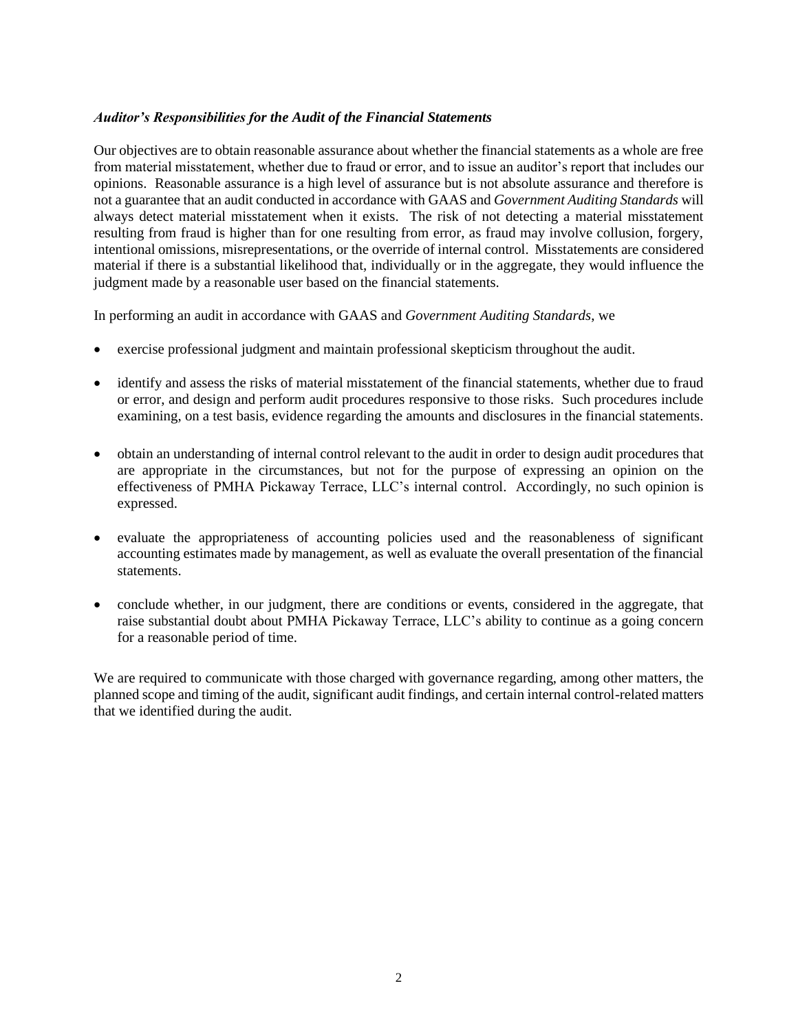### *Auditor's Responsibilities for the Audit of the Financial Statements*

Our objectives are to obtain reasonable assurance about whether the financial statements as a whole are free from material misstatement, whether due to fraud or error, and to issue an auditor's report that includes our opinions. Reasonable assurance is a high level of assurance but is not absolute assurance and therefore is not a guarantee that an audit conducted in accordance with GAAS and *Government Auditing Standards* will always detect material misstatement when it exists. The risk of not detecting a material misstatement resulting from fraud is higher than for one resulting from error, as fraud may involve collusion, forgery, intentional omissions, misrepresentations, or the override of internal control. Misstatements are considered material if there is a substantial likelihood that, individually or in the aggregate, they would influence the judgment made by a reasonable user based on the financial statements.

In performing an audit in accordance with GAAS and *Government Auditing Standards*, we

- exercise professional judgment and maintain professional skepticism throughout the audit.
- identify and assess the risks of material misstatement of the financial statements, whether due to fraud or error, and design and perform audit procedures responsive to those risks. Such procedures include examining, on a test basis, evidence regarding the amounts and disclosures in the financial statements.
- obtain an understanding of internal control relevant to the audit in order to design audit procedures that are appropriate in the circumstances, but not for the purpose of expressing an opinion on the effectiveness of PMHA Pickaway Terrace, LLC's internal control. Accordingly, no such opinion is expressed.
- evaluate the appropriateness of accounting policies used and the reasonableness of significant accounting estimates made by management, as well as evaluate the overall presentation of the financial statements.
- conclude whether, in our judgment, there are conditions or events, considered in the aggregate, that raise substantial doubt about PMHA Pickaway Terrace, LLC's ability to continue as a going concern for a reasonable period of time.

We are required to communicate with those charged with governance regarding, among other matters, the planned scope and timing of the audit, significant audit findings, and certain internal control-related matters that we identified during the audit.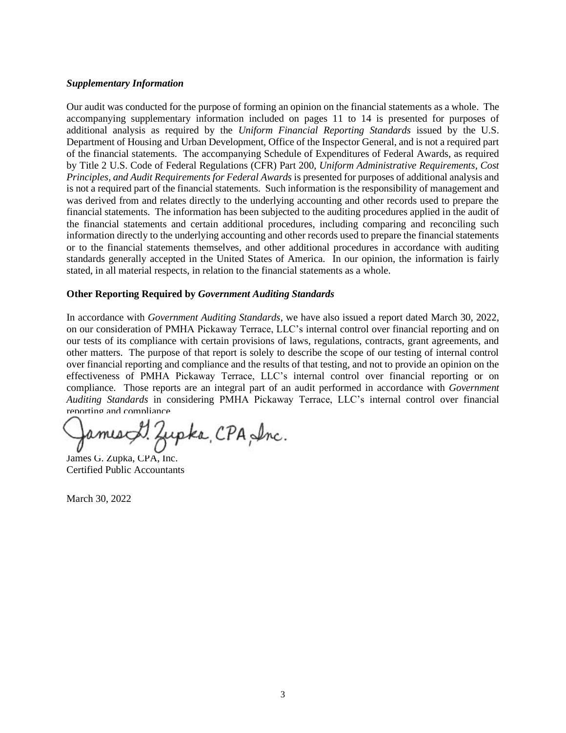***Supplementary Information***

Our audit was conducted for the purpose of forming an opinion on the financial statements as a whole. The accompanying supplementary information included on pages 11 to 14 is presented for purposes of additional analysis as required by the *Uniform Financial Reporting Standards* issued by the U.S. Department of Housing and Urban Development, Office of the Inspector General, and is not a required part of the financial statements. The accompanying Schedule of Expenditures of Federal Awards, as required by Title 2 U.S. Code of Federal Regulations (CFR) Part 200, *Uniform Administrative Requirements, Cost Principles, and Audit Requirements for Federal Awards* is presented for purposes of additional analysis and is not a required part of the financial statements. Such information is the responsibility of management and was derived from and relates directly to the underlying accounting and other records used to prepare the financial statements. The information has been subjected to the auditing procedures applied in the audit of the financial statements and certain additional procedures, including comparing and reconciling such information directly to the underlying accounting and other records used to prepare the financial statements or to the financial statements themselves, and other additional procedures in accordance with auditing standards generally accepted in the United States of America. In our opinion, the information is fairly stated, in all material respects, in relation to the financial statements as a whole.

**Other Reporting Required by *Government Auditing Standards***

In accordance with *Government Auditing Standards*, we have also issued a report dated March 30, 2022, on our consideration of PMHA Pickaway Terrace, LLC's internal control over financial reporting and on our tests of its compliance with certain provisions of laws, regulations, contracts, grant agreements, and other matters. The purpose of that report is solely to describe the scope of our testing of internal control over financial reporting and compliance and the results of that testing, and not to provide an opinion on the effectiveness of PMHA Pickaway Terrace, LLC's internal control over financial reporting or on compliance. Those reports are an integral part of an audit performed in accordance with *Government Auditing Standards* in considering PMHA Pickaway Terrace, LLC's internal control over financial reporting and compliance.

James G. Zupka, CPA, Inc.

James G. Zupka, CPA, Inc.
Certified Public Accountants

March 30, 2022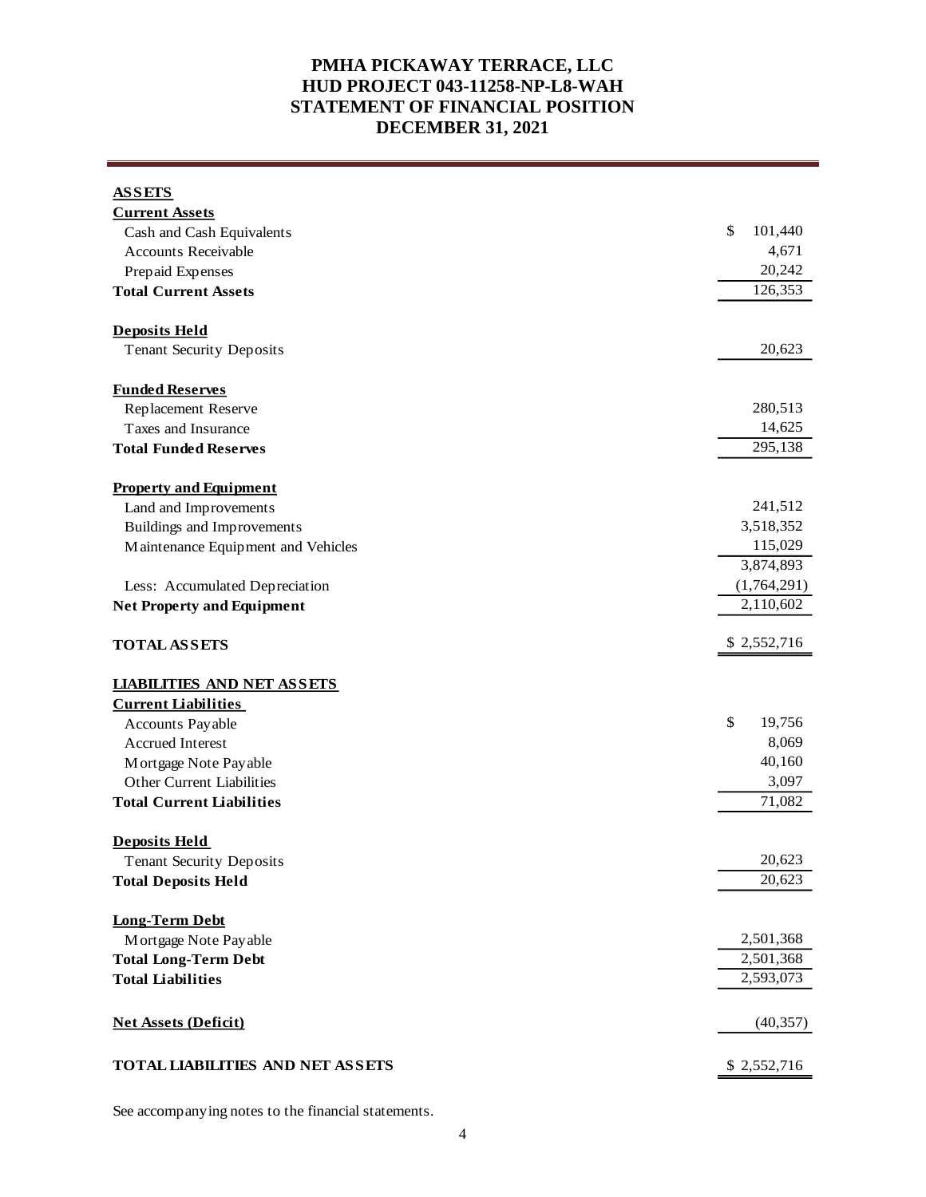# PMHA PICKAWAY TERRACE, LLC
# HUD PROJECT 043-11258-NP-L8-WAH
# STATEMENT OF FINANCIAL POSITION
# DECEMBER 31, 2021

| | |
|---|---:|
| **ASSETS** | |
| **Current Assets** | |
| Cash and Cash Equivalents | $ 101,440 |
| Accounts Receivable | 4,671 |
| Prepaid Expenses | 20,242 |
| **Total Current Assets** | 126,353 |
| | |
| **Deposits Held** | |
| Tenant Security Deposits | 20,623 |
| | |
| **Funded Reserves** | |
| Replacement Reserve | 280,513 |
| Taxes and Insurance | 14,625 |
| **Total Funded Reserves** | 295,138 |
| | |
| **Property and Equipment** | |
| Land and Improvements | 241,512 |
| Buildings and Improvements | 3,518,352 |
| Maintenance Equipment and Vehicles | 115,029 |
| | 3,874,893 |
| Less: Accumulated Depreciation | (1,764,291) |
| **Net Property and Equipment** | 2,110,602 |
| | |
| **TOTAL ASSETS** | $ 2,552,716 |
| | |
| **LIABILITIES AND NET ASSETS** | |
| **Current Liabilities** | |
| Accounts Payable | $ 19,756 |
| Accrued Interest | 8,069 |
| Mortgage Note Payable | 40,160 |
| Other Current Liabilities | 3,097 |
| **Total Current Liabilities** | 71,082 |
| | |
| **Deposits Held** | |
| Tenant Security Deposits | 20,623 |
| **Total Deposits Held** | 20,623 |
| | |
| **Long-Term Debt** | |
| Mortgage Note Payable | 2,501,368 |
| **Total Long-Term Debt** | 2,501,368 |
| **Total Liabilities** | 2,593,073 |
| | |
| **Net Assets (Deficit)** | (40,357) |
| | |
| **TOTAL LIABILITIES AND NET ASSETS** | $ 2,552,716 |

See accompanying notes to the financial statements.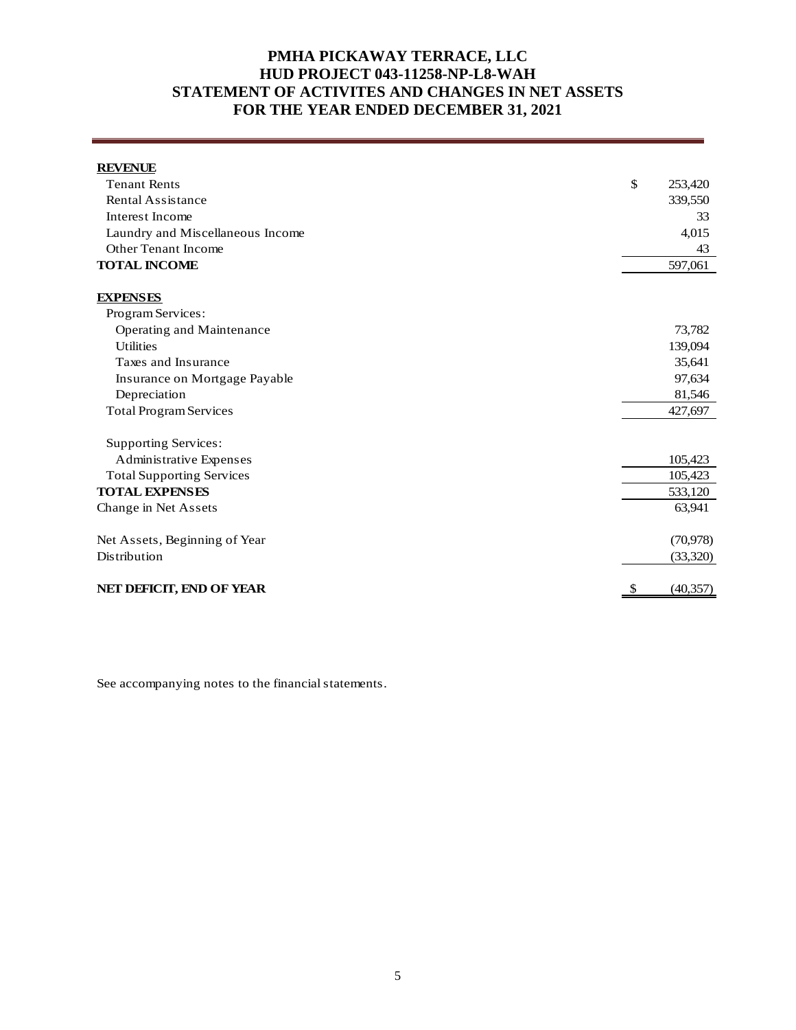# PMHA PICKAWAY TERRACE, LLC
## HUD PROJECT 043-11258-NP-L8-WAH
## STATEMENT OF ACTIVITES AND CHANGES IN NET ASSETS
## FOR THE YEAR ENDED DECEMBER 31, 2021

| | |
|---|---|
| **REVENUE** | |
| Tenant Rents | $ 253,420 |
| Rental Assistance | 339,550 |
| Interest Income | 33 |
| Laundry and Miscellaneous Income | 4,015 |
| Other Tenant Income | 43 |
| **TOTAL INCOME** | 597,061 |
| | |
| **EXPENSES** | |
| Program Services: | |
| Operating and Maintenance | 73,782 |
| Utilities | 139,094 |
| Taxes and Insurance | 35,641 |
| Insurance on Mortgage Payable | 97,634 |
| Depreciation | 81,546 |
| Total Program Services | 427,697 |
| | |
| Supporting Services: | |
| Administrative Expenses | 105,423 |
| Total Supporting Services | 105,423 |
| **TOTAL EXPENSES** | 533,120 |
| Change in Net Assets | 63,941 |
| | |
| Net Assets, Beginning of Year | (70,978) |
| Distribution | (33,320) |
| | |
| **NET DEFICIT, END OF YEAR** | $ (40,357) |

See accompanying notes to the financial statements.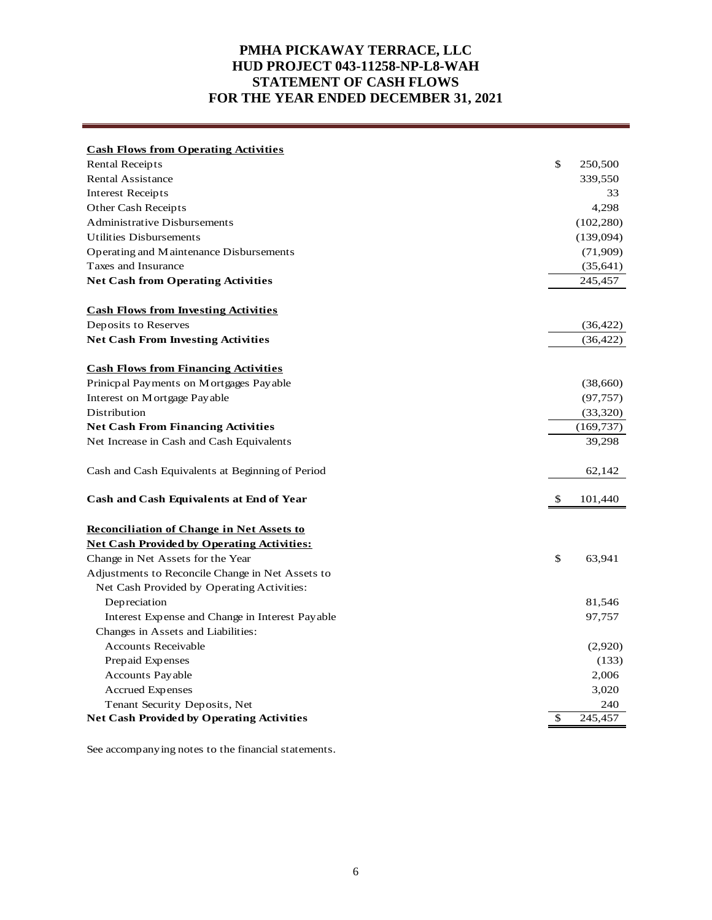# PMHA PICKAWAY TERRACE, LLC
# HUD PROJECT 043-11258-NP-L8-WAH
# STATEMENT OF CASH FLOWS
# FOR THE YEAR ENDED DECEMBER 31, 2021

| | |
|---|---|
| **Cash Flows from Operating Activities** | |
| Rental Receipts | $ 250,500 |
| Rental Assistance | 339,550 |
| Interest Receipts | 33 |
| Other Cash Receipts | 4,298 |
| Administrative Disbursements | (102,280) |
| Utilities Disbursements | (139,094) |
| Operating and Maintenance Disbursements | (71,909) |
| Taxes and Insurance | (35,641) |
| **Net Cash from Operating Activities** | 245,457 |
| | |
| **Cash Flows from Investing Activities** | |
| Deposits to Reserves | (36,422) |
| **Net Cash From Investing Activities** | (36,422) |
| | |
| **Cash Flows from Financing Activities** | |
| Prinicpal Payments on Mortgages Payable | (38,660) |
| Interest on Mortgage Payable | (97,757) |
| Distribution | (33,320) |
| **Net Cash From Financing Activities** | (169,737) |
| Net Increase in Cash and Cash Equivalents | 39,298 |
| | |
| Cash and Cash Equivalents at Beginning of Period | 62,142 |
| | |
| **Cash and Cash Equivalents at End of Year** | $ 101,440 |
| | |
| **Reconciliation of Change in Net Assets to Net Cash Provided by Operating Activities:** | |
| Change in Net Assets for the Year | $ 63,941 |
| Adjustments to Reconcile Change in Net Assets to Net Cash Provided by Operating Activities: | |
| Depreciation | 81,546 |
| Interest Expense and Change in Interest Payable | 97,757 |
| Changes in Assets and Liabilities: | |
| Accounts Receivable | (2,920) |
| Prepaid Expenses | (133) |
| Accounts Payable | 2,006 |
| Accrued Expenses | 3,020 |
| Tenant Security Deposits, Net | 240 |
| **Net Cash Provided by Operating Activities** | $ 245,457 |

See accompanying notes to the financial statements.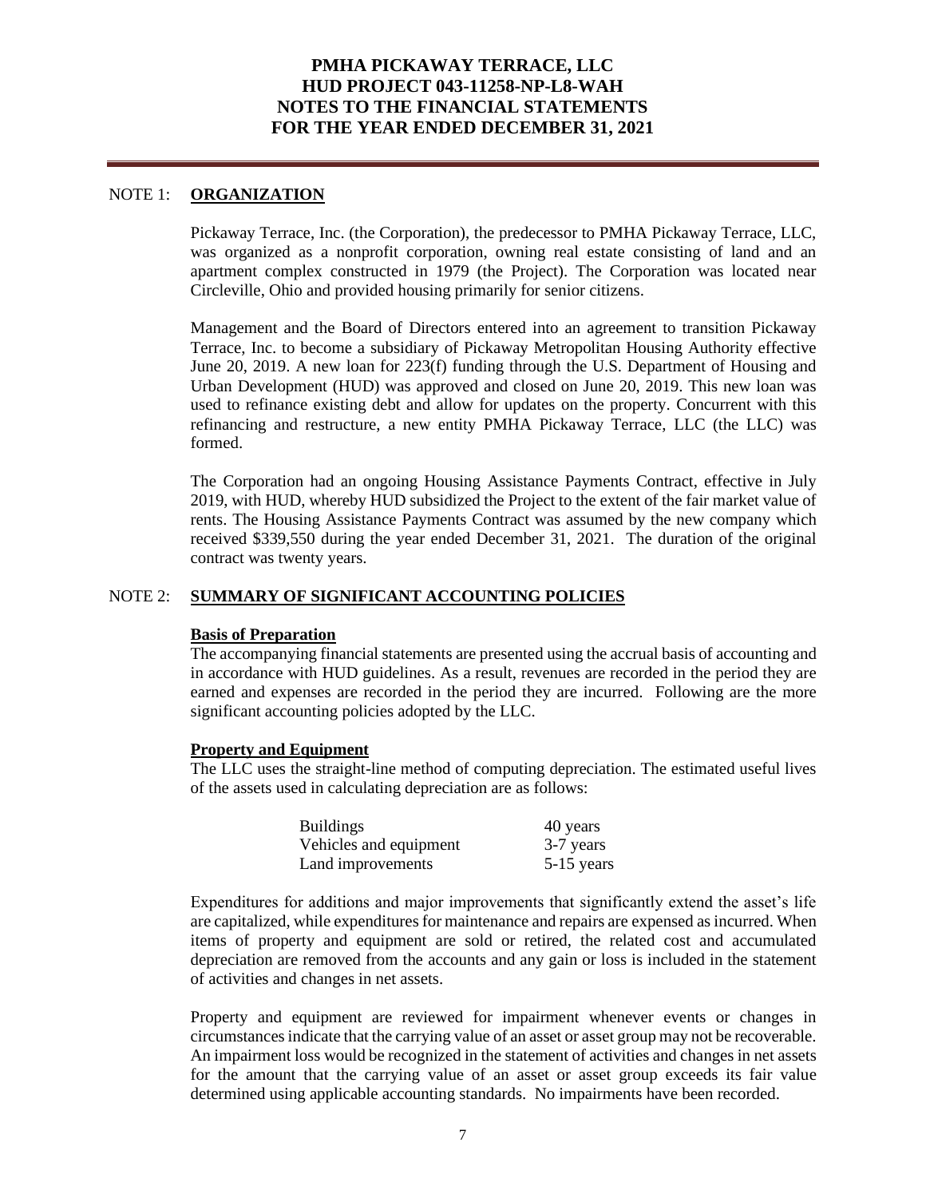# PMHA PICKAWAY TERRACE, LLC
# HUD PROJECT 043-11258-NP-L8-WAH
# NOTES TO THE FINANCIAL STATEMENTS
# FOR THE YEAR ENDED DECEMBER 31, 2021

## NOTE 1: ORGANIZATION

Pickaway Terrace, Inc. (the Corporation), the predecessor to PMHA Pickaway Terrace, LLC, was organized as a nonprofit corporation, owning real estate consisting of land and an apartment complex constructed in 1979 (the Project). The Corporation was located near Circleville, Ohio and provided housing primarily for senior citizens.

Management and the Board of Directors entered into an agreement to transition Pickaway Terrace, Inc. to become a subsidiary of Pickaway Metropolitan Housing Authority effective June 20, 2019. A new loan for 223(f) funding through the U.S. Department of Housing and Urban Development (HUD) was approved and closed on June 20, 2019. This new loan was used to refinance existing debt and allow for updates on the property. Concurrent with this refinancing and restructure, a new entity PMHA Pickaway Terrace, LLC (the LLC) was formed.

The Corporation had an ongoing Housing Assistance Payments Contract, effective in July 2019, with HUD, whereby HUD subsidized the Project to the extent of the fair market value of rents. The Housing Assistance Payments Contract was assumed by the new company which received $339,550 during the year ended December 31, 2021. The duration of the original contract was twenty years.

## NOTE 2: SUMMARY OF SIGNIFICANT ACCOUNTING POLICIES

### Basis of Preparation

The accompanying financial statements are presented using the accrual basis of accounting and in accordance with HUD guidelines. As a result, revenues are recorded in the period they are earned and expenses are recorded in the period they are incurred. Following are the more significant accounting policies adopted by the LLC.

### Property and Equipment

The LLC uses the straight-line method of computing depreciation. The estimated useful lives of the assets used in calculating depreciation are as follows:

| | |
|---|---|
| Buildings | 40 years |
| Vehicles and equipment | 3-7 years |
| Land improvements | 5-15 years |

Expenditures for additions and major improvements that significantly extend the asset's life are capitalized, while expenditures for maintenance and repairs are expensed as incurred. When items of property and equipment are sold or retired, the related cost and accumulated depreciation are removed from the accounts and any gain or loss is included in the statement of activities and changes in net assets.

Property and equipment are reviewed for impairment whenever events or changes in circumstances indicate that the carrying value of an asset or asset group may not be recoverable. An impairment loss would be recognized in the statement of activities and changes in net assets for the amount that the carrying value of an asset or asset group exceeds its fair value determined using applicable accounting standards. No impairments have been recorded.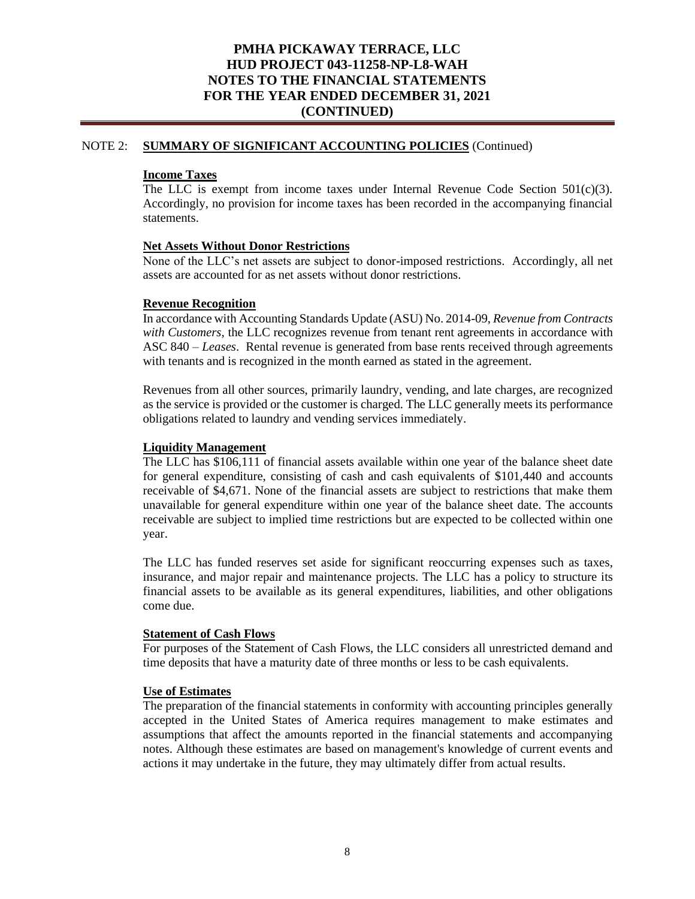NOTE 2: **SUMMARY OF SIGNIFICANT ACCOUNTING POLICIES** (Continued)

**Income Taxes**

The LLC is exempt from income taxes under Internal Revenue Code Section 501(c)(3). Accordingly, no provision for income taxes has been recorded in the accompanying financial statements.

**Net Assets Without Donor Restrictions**

None of the LLC's net assets are subject to donor-imposed restrictions. Accordingly, all net assets are accounted for as net assets without donor restrictions.

**Revenue Recognition**

In accordance with Accounting Standards Update (ASU) No. 2014-09, *Revenue from Contracts with Customers*, the LLC recognizes revenue from tenant rent agreements in accordance with ASC 840 – *Leases*. Rental revenue is generated from base rents received through agreements with tenants and is recognized in the month earned as stated in the agreement.

Revenues from all other sources, primarily laundry, vending, and late charges, are recognized as the service is provided or the customer is charged. The LLC generally meets its performance obligations related to laundry and vending services immediately.

**Liquidity Management**

The LLC has $106,111 of financial assets available within one year of the balance sheet date for general expenditure, consisting of cash and cash equivalents of $101,440 and accounts receivable of $4,671. None of the financial assets are subject to restrictions that make them unavailable for general expenditure within one year of the balance sheet date. The accounts receivable are subject to implied time restrictions but are expected to be collected within one year.

The LLC has funded reserves set aside for significant reoccurring expenses such as taxes, insurance, and major repair and maintenance projects. The LLC has a policy to structure its financial assets to be available as its general expenditures, liabilities, and other obligations come due.

**Statement of Cash Flows**

For purposes of the Statement of Cash Flows, the LLC considers all unrestricted demand and time deposits that have a maturity date of three months or less to be cash equivalents.

**Use of Estimates**

The preparation of the financial statements in conformity with accounting principles generally accepted in the United States of America requires management to make estimates and assumptions that affect the amounts reported in the financial statements and accompanying notes. Although these estimates are based on management's knowledge of current events and actions it may undertake in the future, they may ultimately differ from actual results.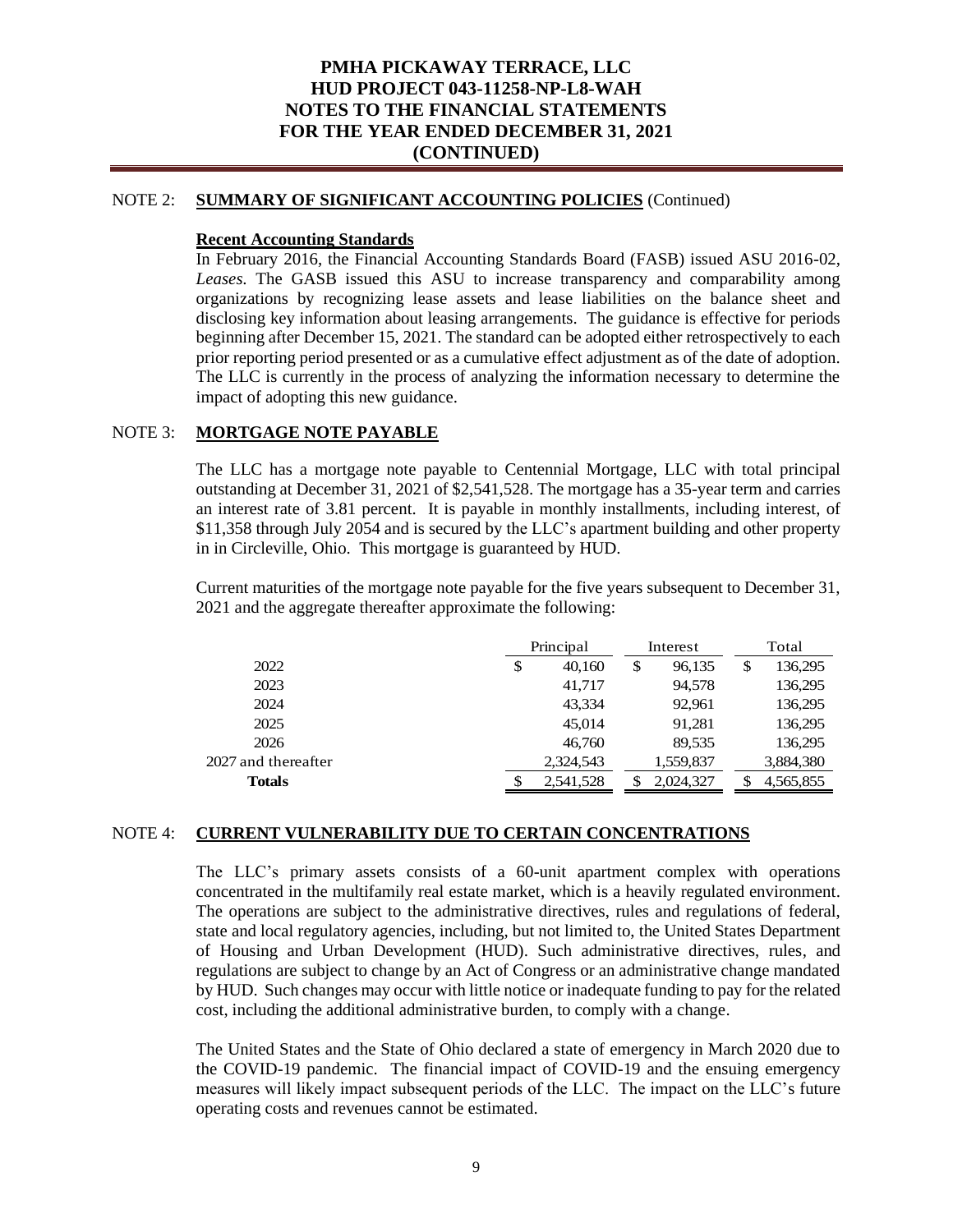# PMHA PICKAWAY TERRACE, LLC
# HUD PROJECT 043-11258-NP-L8-WAH
# NOTES TO THE FINANCIAL STATEMENTS
# FOR THE YEAR ENDED DECEMBER 31, 2021
# (CONTINUED)

## NOTE 2: SUMMARY OF SIGNIFICANT ACCOUNTING POLICIES (Continued)

**Recent Accounting Standards**

In February 2016, the Financial Accounting Standards Board (FASB) issued ASU 2016-02, *Leases.* The GASB issued this ASU to increase transparency and comparability among organizations by recognizing lease assets and lease liabilities on the balance sheet and disclosing key information about leasing arrangements. The guidance is effective for periods beginning after December 15, 2021. The standard can be adopted either retrospectively to each prior reporting period presented or as a cumulative effect adjustment as of the date of adoption. The LLC is currently in the process of analyzing the information necessary to determine the impact of adopting this new guidance.

## NOTE 3: MORTGAGE NOTE PAYABLE

The LLC has a mortgage note payable to Centennial Mortgage, LLC with total principal outstanding at December 31, 2021 of $2,541,528. The mortgage has a 35-year term and carries an interest rate of 3.81 percent. It is payable in monthly installments, including interest, of $11,358 through July 2054 and is secured by the LLC's apartment building and other property in in Circleville, Ohio. This mortgage is guaranteed by HUD.

Current maturities of the mortgage note payable for the five years subsequent to December 31, 2021 and the aggregate thereafter approximate the following:

| | Principal | Interest | Total |
|---|---|---|---|
| 2022 | $ 40,160 | $ 96,135 | $ 136,295 |
| 2023 | 41,717 | 94,578 | 136,295 |
| 2024 | 43,334 | 92,961 | 136,295 |
| 2025 | 45,014 | 91,281 | 136,295 |
| 2026 | 46,760 | 89,535 | 136,295 |
| 2027 and thereafter | 2,324,543 | 1,559,837 | 3,884,380 |
| **Totals** | $ 2,541,528 | $ 2,024,327 | $ 4,565,855 |

## NOTE 4: CURRENT VULNERABILITY DUE TO CERTAIN CONCENTRATIONS

The LLC's primary assets consists of a 60-unit apartment complex with operations concentrated in the multifamily real estate market, which is a heavily regulated environment. The operations are subject to the administrative directives, rules and regulations of federal, state and local regulatory agencies, including, but not limited to, the United States Department of Housing and Urban Development (HUD). Such administrative directives, rules, and regulations are subject to change by an Act of Congress or an administrative change mandated by HUD. Such changes may occur with little notice or inadequate funding to pay for the related cost, including the additional administrative burden, to comply with a change.

The United States and the State of Ohio declared a state of emergency in March 2020 due to the COVID-19 pandemic. The financial impact of COVID-19 and the ensuing emergency measures will likely impact subsequent periods of the LLC. The impact on the LLC's future operating costs and revenues cannot be estimated.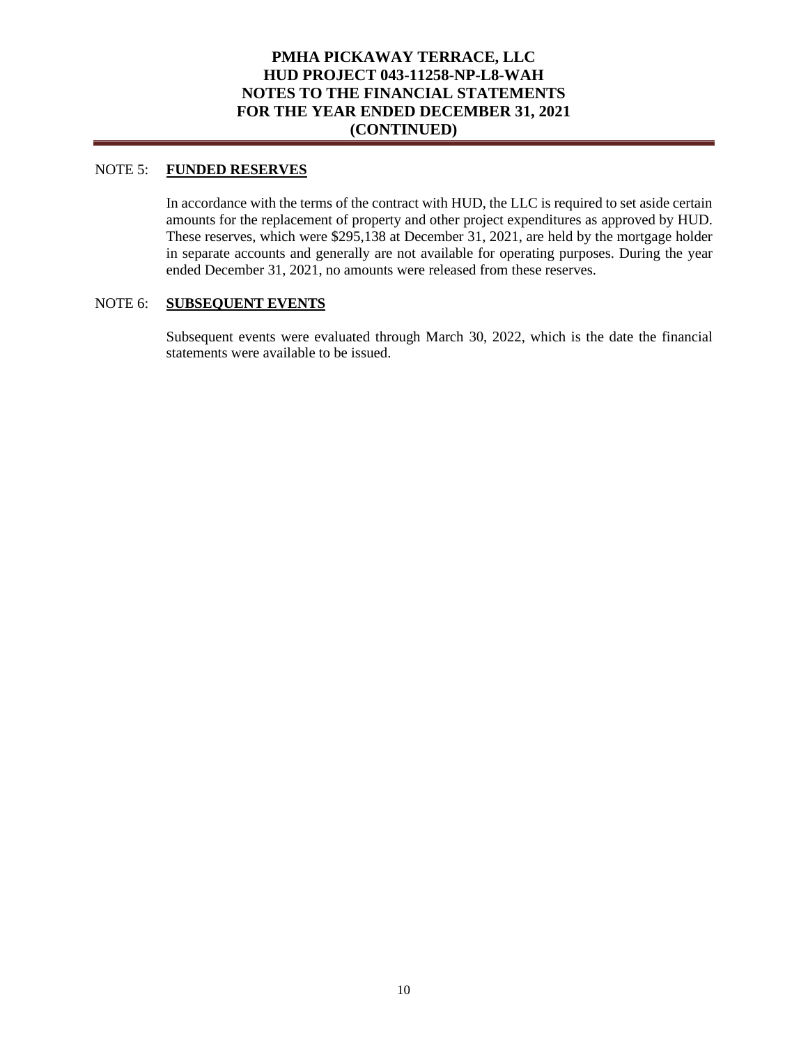## NOTE 5: **FUNDED RESERVES**

In accordance with the terms of the contract with HUD, the LLC is required to set aside certain amounts for the replacement of property and other project expenditures as approved by HUD. These reserves, which were $295,138 at December 31, 2021, are held by the mortgage holder in separate accounts and generally are not available for operating purposes. During the year ended December 31, 2021, no amounts were released from these reserves.

## NOTE 6: **SUBSEQUENT EVENTS**

Subsequent events were evaluated through March 30, 2022, which is the date the financial statements were available to be issued.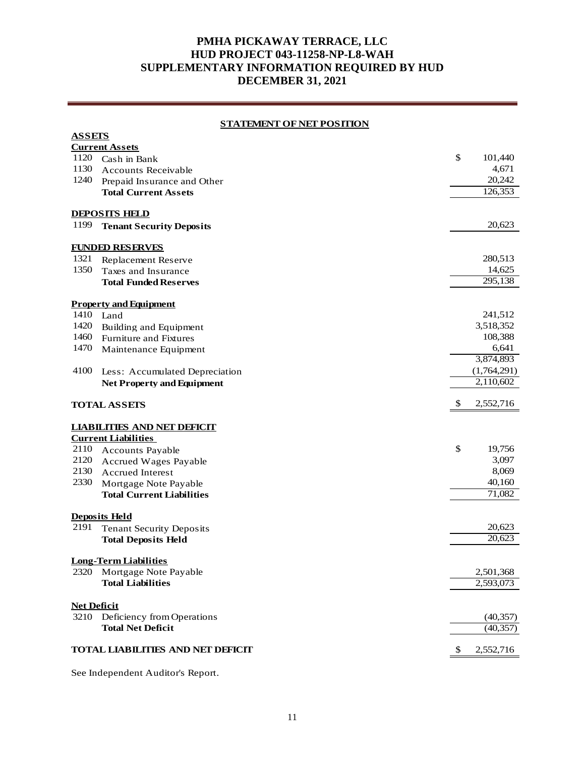# PMHA PICKAWAY TERRACE, LLC
# HUD PROJECT 043-11258-NP-L8-WAH
# SUPPLEMENTARY INFORMATION REQUIRED BY HUD
# DECEMBER 31, 2021

## STATEMENT OF NET POSITION

| | | |
|---|---|---|
| **ASSETS** | | |
| **Current Assets** | | |
| 1120 | Cash in Bank | $ 101,440 |
| 1130 | Accounts Receivable | 4,671 |
| 1240 | Prepaid Insurance and Other | 20,242 |
| | **Total Current Assets** | 126,353 |
| **DEPOSITS HELD** | | |
| 1199 | **Tenant Security Deposits** | 20,623 |
| **FUNDED RESERVES** | | |
| 1321 | Replacement Reserve | 280,513 |
| 1350 | Taxes and Insurance | 14,625 |
| | **Total Funded Reserves** | 295,138 |
| **Property and Equipment** | | |
| 1410 | Land | 241,512 |
| 1420 | Building and Equipment | 3,518,352 |
| 1460 | Furniture and Fixtures | 108,388 |
| 1470 | Maintenance Equipment | 6,641 |
| | | 3,874,893 |
| 4100 | Less: Accumulated Depreciation | (1,764,291) |
| | **Net Property and Equipment** | 2,110,602 |
| **TOTAL ASSETS** | | $ 2,552,716 |
| **LIABILITIES AND NET DEFICIT** | | |
| **Current Liabilities** | | |
| 2110 | Accounts Payable | $ 19,756 |
| 2120 | Accrued Wages Payable | 3,097 |
| 2130 | Accrued Interest | 8,069 |
| 2330 | Mortgage Note Payable | 40,160 |
| | **Total Current Liabilities** | 71,082 |
| **Deposits Held** | | |
| 2191 | Tenant Security Deposits | 20,623 |
| | **Total Deposits Held** | 20,623 |
| **Long-Term Liabilities** | | |
| 2320 | Mortgage Note Payable | 2,501,368 |
| | **Total Liabilities** | 2,593,073 |
| **Net Deficit** | | |
| 3210 | Deficiency from Operations | (40,357) |
| | **Total Net Deficit** | (40,357) |
| **TOTAL LIABILITIES AND NET DEFICIT** | | $ 2,552,716 |

See Independent Auditor's Report.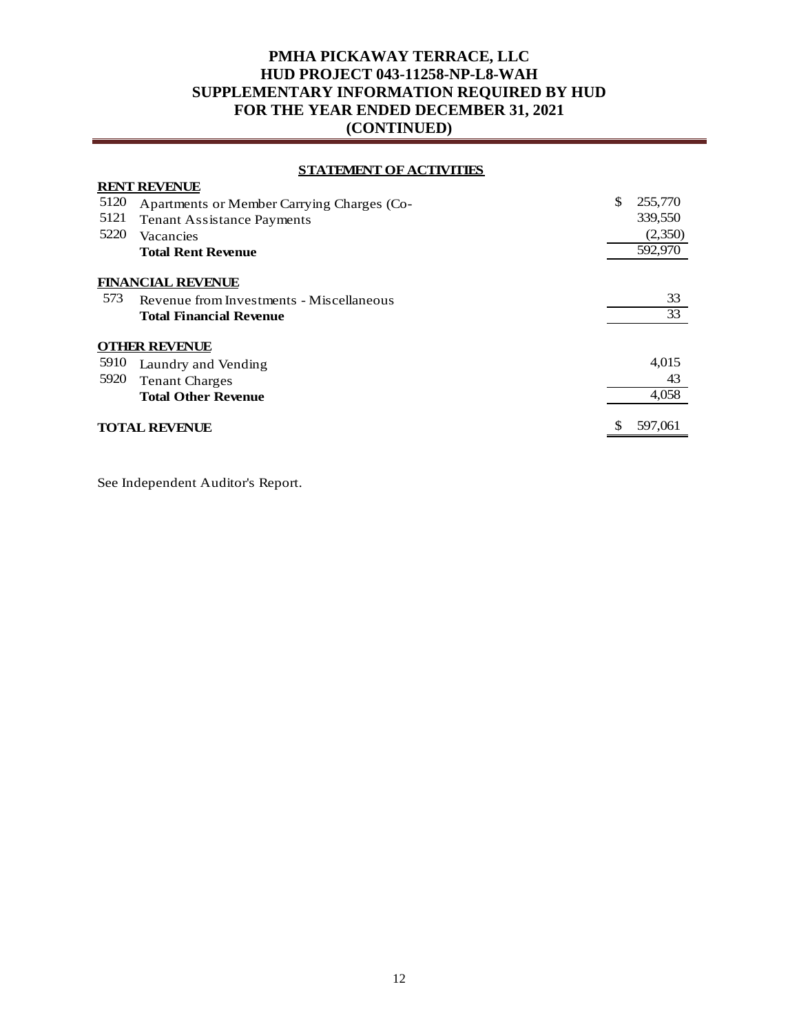# PMHA PICKAWAY TERRACE, LLC
# HUD PROJECT 043-11258-NP-L8-WAH
# SUPPLEMENTARY INFORMATION REQUIRED BY HUD
# FOR THE YEAR ENDED DECEMBER 31, 2021
# (CONTINUED)

## STATEMENT OF ACTIVITIES

| | | |
|---|---|---|
| | **RENT REVENUE** | |
| 5120 | Apartments or Member Carrying Charges (Co- | $ 255,770 |
| 5121 | Tenant Assistance Payments | 339,550 |
| 5220 | Vacancies | (2,350) |
| | **Total Rent Revenue** | 592,970 |
| | **FINANCIAL REVENUE** | |
| 573 | Revenue from Investments - Miscellaneous | 33 |
| | **Total Financial Revenue** | 33 |
| | **OTHER REVENUE** | |
| 5910 | Laundry and Vending | 4,015 |
| 5920 | Tenant Charges | 43 |
| | **Total Other Revenue** | 4,058 |
| | **TOTAL REVENUE** | $ 597,061 |

See Independent Auditor's Report.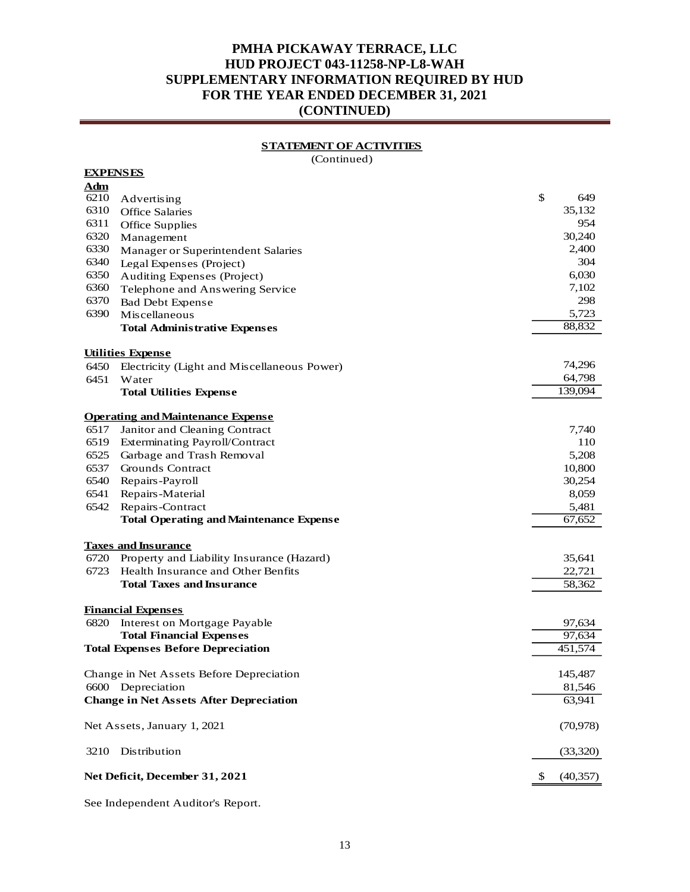# PMHA PICKAWAY TERRACE, LLC
# HUD PROJECT 043-11258-NP-L8-WAH
# SUPPLEMENTARY INFORMATION REQUIRED BY HUD
# FOR THE YEAR ENDED DECEMBER 31, 2021
# (CONTINUED)

## STATEMENT OF ACTIVITIES

(Continued)

**EXPENSES**

| | | |
|---|---|---|
| **Adm** | | |
| 6210 | Advertising | $ 649 |
| 6310 | Office Salaries | 35,132 |
| 6311 | Office Supplies | 954 |
| 6320 | Management | 30,240 |
| 6330 | Manager or Superintendent Salaries | 2,400 |
| 6340 | Legal Expenses (Project) | 304 |
| 6350 | Auditing Expenses (Project) | 6,030 |
| 6360 | Telephone and Answering Service | 7,102 |
| 6370 | Bad Debt Expense | 298 |
| 6390 | Miscellaneous | 5,723 |
| | **Total Administrative Expenses** | 88,832 |
| **Utilities Expense** | | |
| 6450 | Electricity (Light and Miscellaneous Power) | 74,296 |
| 6451 | Water | 64,798 |
| | **Total Utilities Expense** | 139,094 |
| **Operating and Maintenance Expense** | | |
| 6517 | Janitor and Cleaning Contract | 7,740 |
| 6519 | Exterminating Payroll/Contract | 110 |
| 6525 | Garbage and Trash Removal | 5,208 |
| 6537 | Grounds Contract | 10,800 |
| 6540 | Repairs-Payroll | 30,254 |
| 6541 | Repairs-Material | 8,059 |
| 6542 | Repairs-Contract | 5,481 |
| | **Total Operating and Maintenance Expense** | 67,652 |
| **Taxes and Insurance** | | |
| 6720 | Property and Liability Insurance (Hazard) | 35,641 |
| 6723 | Health Insurance and Other Benfits | 22,721 |
| | **Total Taxes and Insurance** | 58,362 |
| **Financial Expenses** | | |
| 6820 | Interest on Mortgage Payable | 97,634 |
| | **Total Financial Expenses** | 97,634 |
| **Total Expenses Before Depreciation** | | 451,574 |
| Change in Net Assets Before Depreciation | | 145,487 |
| 6600 | Depreciation | 81,546 |
| **Change in Net Assets After Depreciation** | | 63,941 |
| Net Assets, January 1, 2021 | | (70,978) |
| 3210 | Distribution | (33,320) |
| **Net Deficit, December 31, 2021** | | $ (40,357) |

See Independent Auditor's Report.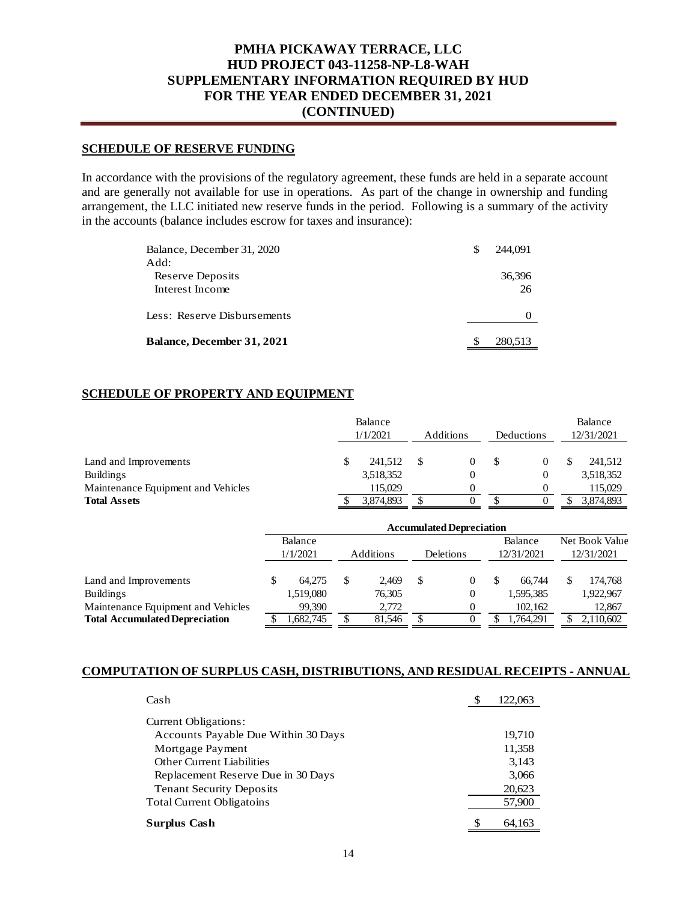# PMHA PICKAWAY TERRACE, LLC
# HUD PROJECT 043-11258-NP-L8-WAH
# SUPPLEMENTARY INFORMATION REQUIRED BY HUD
# FOR THE YEAR ENDED DECEMBER 31, 2021
# (CONTINUED)

## SCHEDULE OF RESERVE FUNDING

In accordance with the provisions of the regulatory agreement, these funds are held in a separate account and are generally not available for use in operations. As part of the change in ownership and funding arrangement, the LLC initiated new reserve funds in the period. Following is a summary of the activity in the accounts (balance includes escrow for taxes and insurance):

| | |
|---|---|
| Balance, December 31, 2020 | $ 244,091 |
| Add: | |
| Reserve Deposits | 36,396 |
| Interest Income | 26 |
| Less: Reserve Disbursements | 0 |
| **Balance, December 31, 2021** | $ 280,513 |

## SCHEDULE OF PROPERTY AND EQUIPMENT

| | Balance 1/1/2021 | Additions | Deductions | Balance 12/31/2021 |
|---|---|---|---|---|
| Land and Improvements | $ 241,512 | $ 0 | $ 0 | $ 241,512 |
| Buildings | 3,518,352 | 0 | 0 | 3,518,352 |
| Maintenance Equipment and Vehicles | 115,029 | 0 | 0 | 115,029 |
| **Total Assets** | $ 3,874,893 | $ 0 | $ 0 | $ 3,874,893 |

| | Accumulated Depreciation | | | | |
|---|---|---|---|---|---|
| | Balance 1/1/2021 | Additions | Deletions | Balance 12/31/2021 | Net Book Value 12/31/2021 |
| Land and Improvements | $ 64,275 | $ 2,469 | $ 0 | $ 66,744 | $ 174,768 |
| Buildings | 1,519,080 | 76,305 | 0 | 1,595,385 | 1,922,967 |
| Maintenance Equipment and Vehicles | 99,390 | 2,772 | 0 | 102,162 | 12,867 |
| **Total Accumulated Depreciation** | $ 1,682,745 | $ 81,546 | $ 0 | $ 1,764,291 | $ 2,110,602 |

## COMPUTATION OF SURPLUS CASH, DISTRIBUTIONS, AND RESIDUAL RECEIPTS - ANNUAL

| | |
|---|---|
| Cash | $ 122,063 |
| Current Obligations: | |
| Accounts Payable Due Within 30 Days | 19,710 |
| Mortgage Payment | 11,358 |
| Other Current Liabilities | 3,143 |
| Replacement Reserve Due in 30 Days | 3,066 |
| Tenant Security Deposits | 20,623 |
| Total Current Obligatoins | 57,900 |
| **Surplus Cash** | $ 64,163 |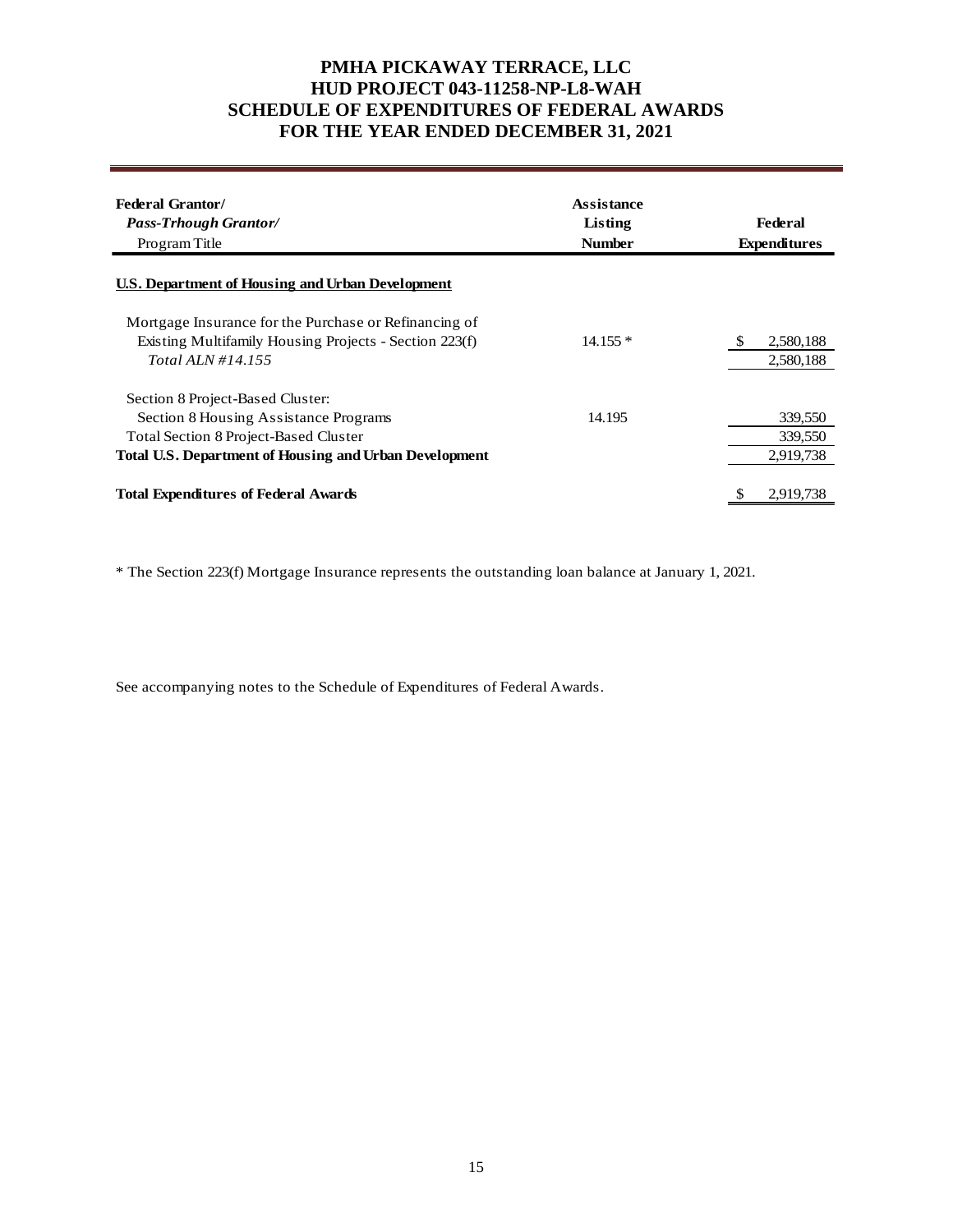# PMHA PICKAWAY TERRACE, LLC
# HUD PROJECT 043-11258-NP-L8-WAH
# SCHEDULE OF EXPENDITURES OF FEDERAL AWARDS
# FOR THE YEAR ENDED DECEMBER 31, 2021

| **Federal Grantor/** *Pass-Trhough Grantor/* Program Title | **Assistance Listing Number** | **Federal Expenditures** |
|---|---|---|
| **U.S. Department of Housing and Urban Development** | | |
| Mortgage Insurance for the Purchase or Refinancing of Existing Multifamily Housing Projects - Section 223(f) | 14.155 * | $ 2,580,188 |
| *Total ALN #14.155* | | 2,580,188 |
| Section 8 Project-Based Cluster: | | |
| Section 8 Housing Assistance Programs | 14.195 | 339,550 |
| Total Section 8 Project-Based Cluster | | 339,550 |
| **Total U.S. Department of Housing and Urban Development** | | 2,919,738 |
| **Total Expenditures of Federal Awards** | | $ 2,919,738 |

* The Section 223(f) Mortgage Insurance represents the outstanding loan balance at January 1, 2021.

See accompanying notes to the Schedule of Expenditures of Federal Awards.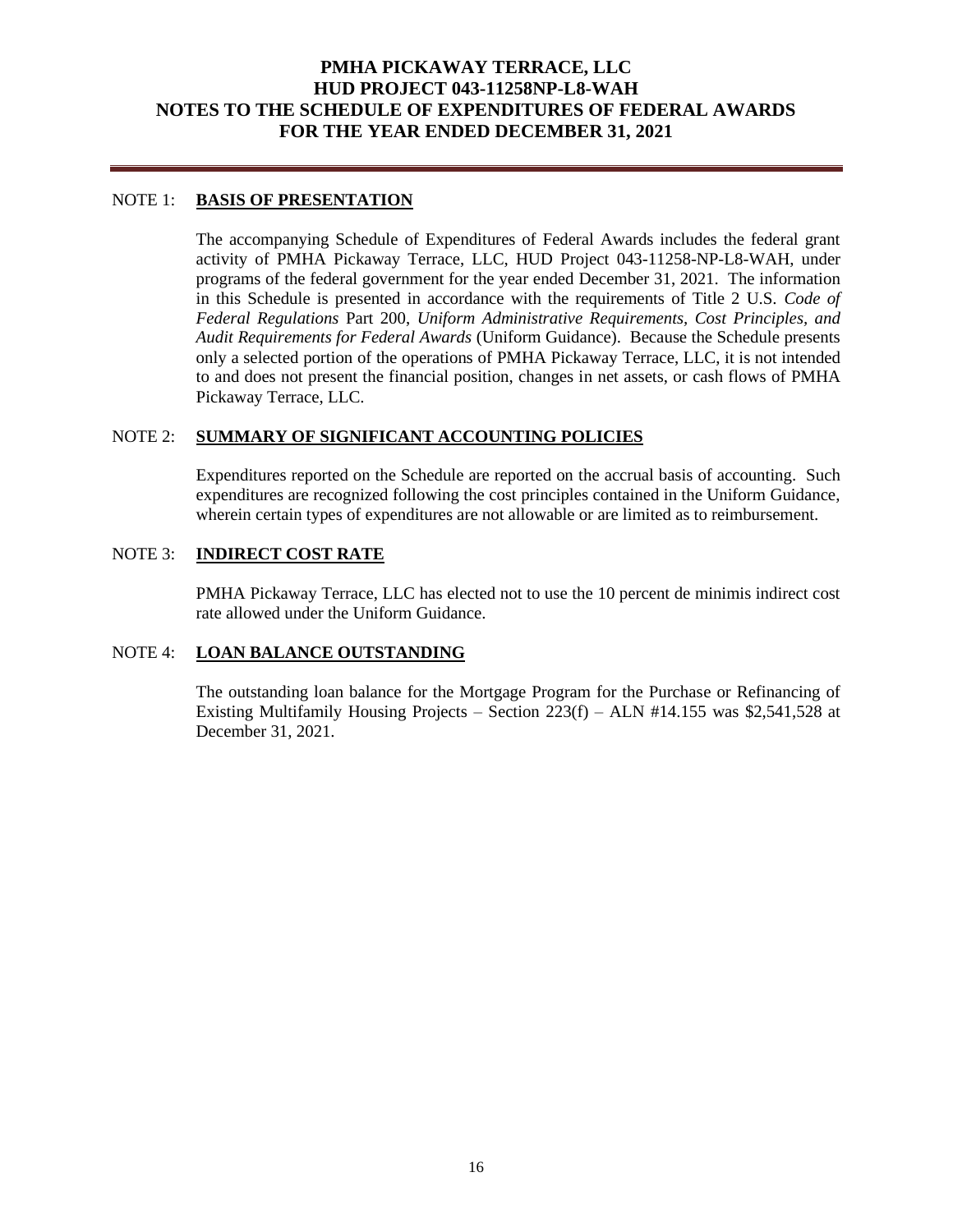# PMHA PICKAWAY TERRACE, LLC
# HUD PROJECT 043-11258NP-L8-WAH
# NOTES TO THE SCHEDULE OF EXPENDITURES OF FEDERAL AWARDS
# FOR THE YEAR ENDED DECEMBER 31, 2021

---

NOTE 1: **BASIS OF PRESENTATION**

The accompanying Schedule of Expenditures of Federal Awards includes the federal grant activity of PMHA Pickaway Terrace, LLC, HUD Project 043-11258-NP-L8-WAH, under programs of the federal government for the year ended December 31, 2021. The information in this Schedule is presented in accordance with the requirements of Title 2 U.S. *Code of Federal Regulations* Part 200, *Uniform Administrative Requirements, Cost Principles, and Audit Requirements for Federal Awards* (Uniform Guidance). Because the Schedule presents only a selected portion of the operations of PMHA Pickaway Terrace, LLC, it is not intended to and does not present the financial position, changes in net assets, or cash flows of PMHA Pickaway Terrace, LLC.

NOTE 2: **SUMMARY OF SIGNIFICANT ACCOUNTING POLICIES**

Expenditures reported on the Schedule are reported on the accrual basis of accounting. Such expenditures are recognized following the cost principles contained in the Uniform Guidance, wherein certain types of expenditures are not allowable or are limited as to reimbursement.

NOTE 3: **INDIRECT COST RATE**

PMHA Pickaway Terrace, LLC has elected not to use the 10 percent de minimis indirect cost rate allowed under the Uniform Guidance.

NOTE 4: **LOAN BALANCE OUTSTANDING**

The outstanding loan balance for the Mortgage Program for the Purchase or Refinancing of Existing Multifamily Housing Projects – Section 223(f) – ALN #14.155 was $2,541,528 at December 31, 2021.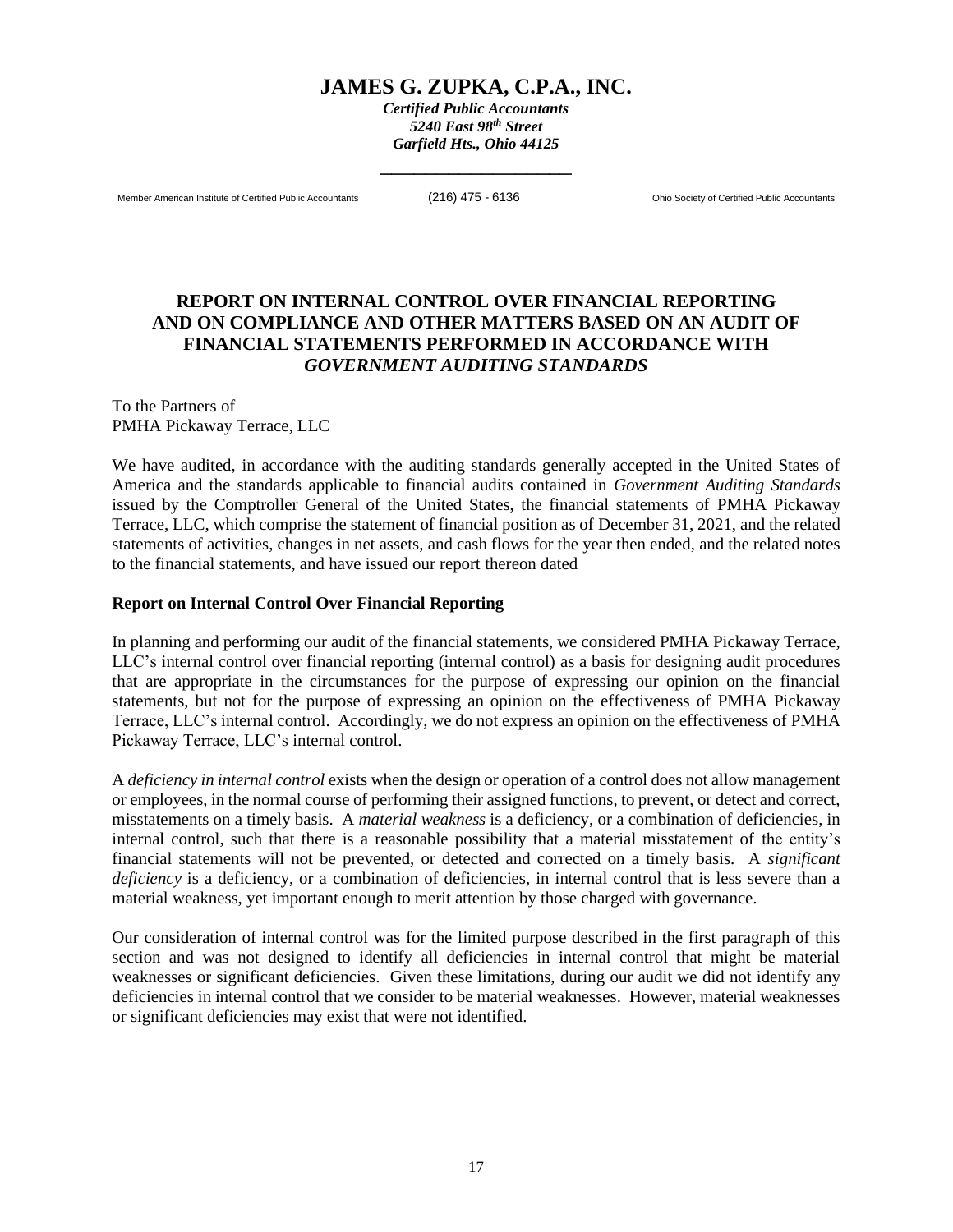# JAMES G. ZUPKA, C.P.A., INC.

***Certified Public Accountants***
***5240 East 98th Street***
***Garfield Hts., Ohio 44125***

Member American Institute of Certified Public Accountants (216) 475 - 6136 Ohio Society of Certified Public Accountants

## REPORT ON INTERNAL CONTROL OVER FINANCIAL REPORTING AND ON COMPLIANCE AND OTHER MATTERS BASED ON AN AUDIT OF FINANCIAL STATEMENTS PERFORMED IN ACCORDANCE WITH *GOVERNMENT AUDITING STANDARDS*

To the Partners of
PMHA Pickaway Terrace, LLC

We have audited, in accordance with the auditing standards generally accepted in the United States of America and the standards applicable to financial audits contained in *Government Auditing Standards* issued by the Comptroller General of the United States, the financial statements of PMHA Pickaway Terrace, LLC, which comprise the statement of financial position as of December 31, 2021, and the related statements of activities, changes in net assets, and cash flows for the year then ended, and the related notes to the financial statements, and have issued our report thereon dated

### Report on Internal Control Over Financial Reporting

In planning and performing our audit of the financial statements, we considered PMHA Pickaway Terrace, LLC's internal control over financial reporting (internal control) as a basis for designing audit procedures that are appropriate in the circumstances for the purpose of expressing our opinion on the financial statements, but not for the purpose of expressing an opinion on the effectiveness of PMHA Pickaway Terrace, LLC's internal control. Accordingly, we do not express an opinion on the effectiveness of PMHA Pickaway Terrace, LLC's internal control.

A *deficiency in internal control* exists when the design or operation of a control does not allow management or employees, in the normal course of performing their assigned functions, to prevent, or detect and correct, misstatements on a timely basis. A *material weakness* is a deficiency, or a combination of deficiencies, in internal control, such that there is a reasonable possibility that a material misstatement of the entity's financial statements will not be prevented, or detected and corrected on a timely basis. A *significant deficiency* is a deficiency, or a combination of deficiencies, in internal control that is less severe than a material weakness, yet important enough to merit attention by those charged with governance.

Our consideration of internal control was for the limited purpose described in the first paragraph of this section and was not designed to identify all deficiencies in internal control that might be material weaknesses or significant deficiencies. Given these limitations, during our audit we did not identify any deficiencies in internal control that we consider to be material weaknesses. However, material weaknesses or significant deficiencies may exist that were not identified.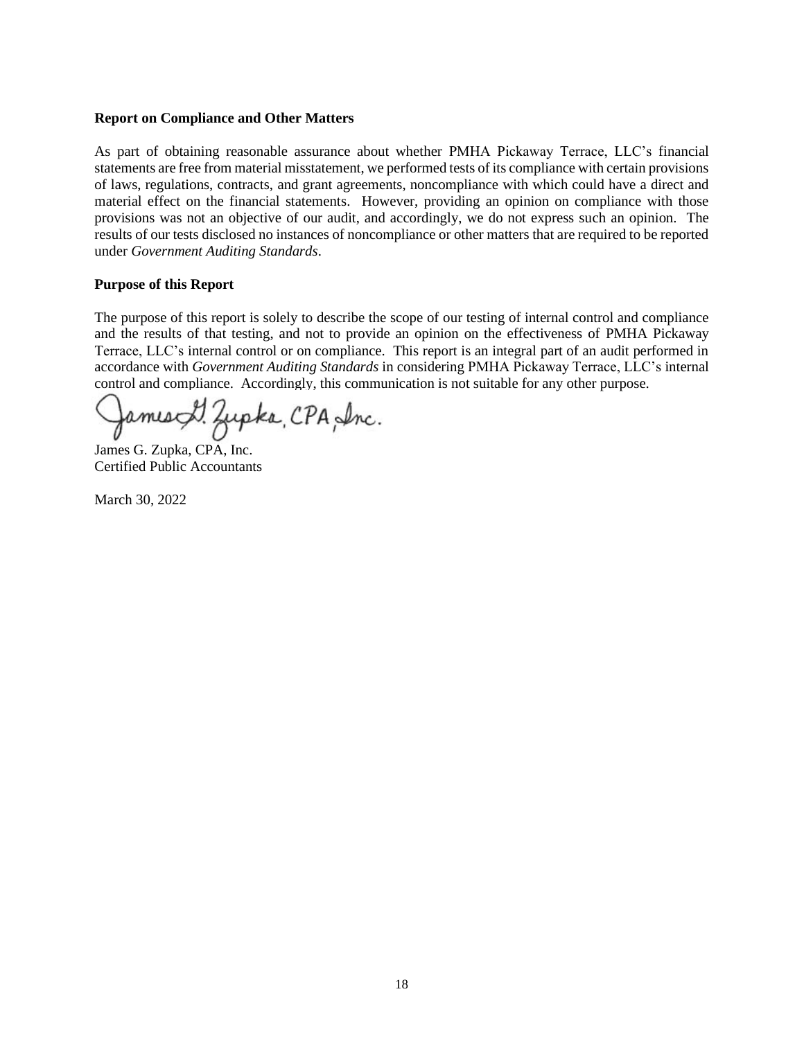**Report on Compliance and Other Matters**

As part of obtaining reasonable assurance about whether PMHA Pickaway Terrace, LLC's financial statements are free from material misstatement, we performed tests of its compliance with certain provisions of laws, regulations, contracts, and grant agreements, noncompliance with which could have a direct and material effect on the financial statements. However, providing an opinion on compliance with those provisions was not an objective of our audit, and accordingly, we do not express such an opinion. The results of our tests disclosed no instances of noncompliance or other matters that are required to be reported under *Government Auditing Standards*.

**Purpose of this Report**

The purpose of this report is solely to describe the scope of our testing of internal control and compliance and the results of that testing, and not to provide an opinion on the effectiveness of PMHA Pickaway Terrace, LLC's internal control or on compliance. This report is an integral part of an audit performed in accordance with *Government Auditing Standards* in considering PMHA Pickaway Terrace, LLC's internal control and compliance. Accordingly, this communication is not suitable for any other purpose.

James G. Zupka, CPA, Inc.

James G. Zupka, CPA, Inc.
Certified Public Accountants

March 30, 2022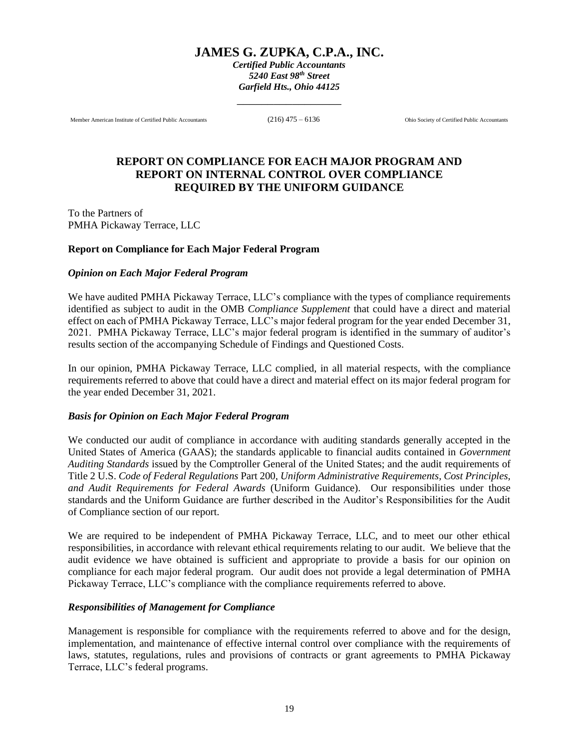# JAMES G. ZUPKA, C.P.A., INC.

***Certified Public Accountants***
***5240 East 98th Street***
***Garfield Hts., Ohio 44125***

Member American Institute of Certified Public Accountants (216) 475 – 6136 Ohio Society of Certified Public Accountants

## REPORT ON COMPLIANCE FOR EACH MAJOR PROGRAM AND REPORT ON INTERNAL CONTROL OVER COMPLIANCE REQUIRED BY THE UNIFORM GUIDANCE

To the Partners of
PMHA Pickaway Terrace, LLC

### Report on Compliance for Each Major Federal Program

#### *Opinion on Each Major Federal Program*

We have audited PMHA Pickaway Terrace, LLC's compliance with the types of compliance requirements identified as subject to audit in the OMB *Compliance Supplement* that could have a direct and material effect on each of PMHA Pickaway Terrace, LLC's major federal program for the year ended December 31, 2021. PMHA Pickaway Terrace, LLC's major federal program is identified in the summary of auditor's results section of the accompanying Schedule of Findings and Questioned Costs.

In our opinion, PMHA Pickaway Terrace, LLC complied, in all material respects, with the compliance requirements referred to above that could have a direct and material effect on its major federal program for the year ended December 31, 2021.

#### *Basis for Opinion on Each Major Federal Program*

We conducted our audit of compliance in accordance with auditing standards generally accepted in the United States of America (GAAS); the standards applicable to financial audits contained in *Government Auditing Standards* issued by the Comptroller General of the United States; and the audit requirements of Title 2 U.S. *Code of Federal Regulations* Part 200, *Uniform Administrative Requirements, Cost Principles, and Audit Requirements for Federal Awards* (Uniform Guidance). Our responsibilities under those standards and the Uniform Guidance are further described in the Auditor's Responsibilities for the Audit of Compliance section of our report.

We are required to be independent of PMHA Pickaway Terrace, LLC, and to meet our other ethical responsibilities, in accordance with relevant ethical requirements relating to our audit. We believe that the audit evidence we have obtained is sufficient and appropriate to provide a basis for our opinion on compliance for each major federal program. Our audit does not provide a legal determination of PMHA Pickaway Terrace, LLC's compliance with the compliance requirements referred to above.

#### *Responsibilities of Management for Compliance*

Management is responsible for compliance with the requirements referred to above and for the design, implementation, and maintenance of effective internal control over compliance with the requirements of laws, statutes, regulations, rules and provisions of contracts or grant agreements to PMHA Pickaway Terrace, LLC's federal programs.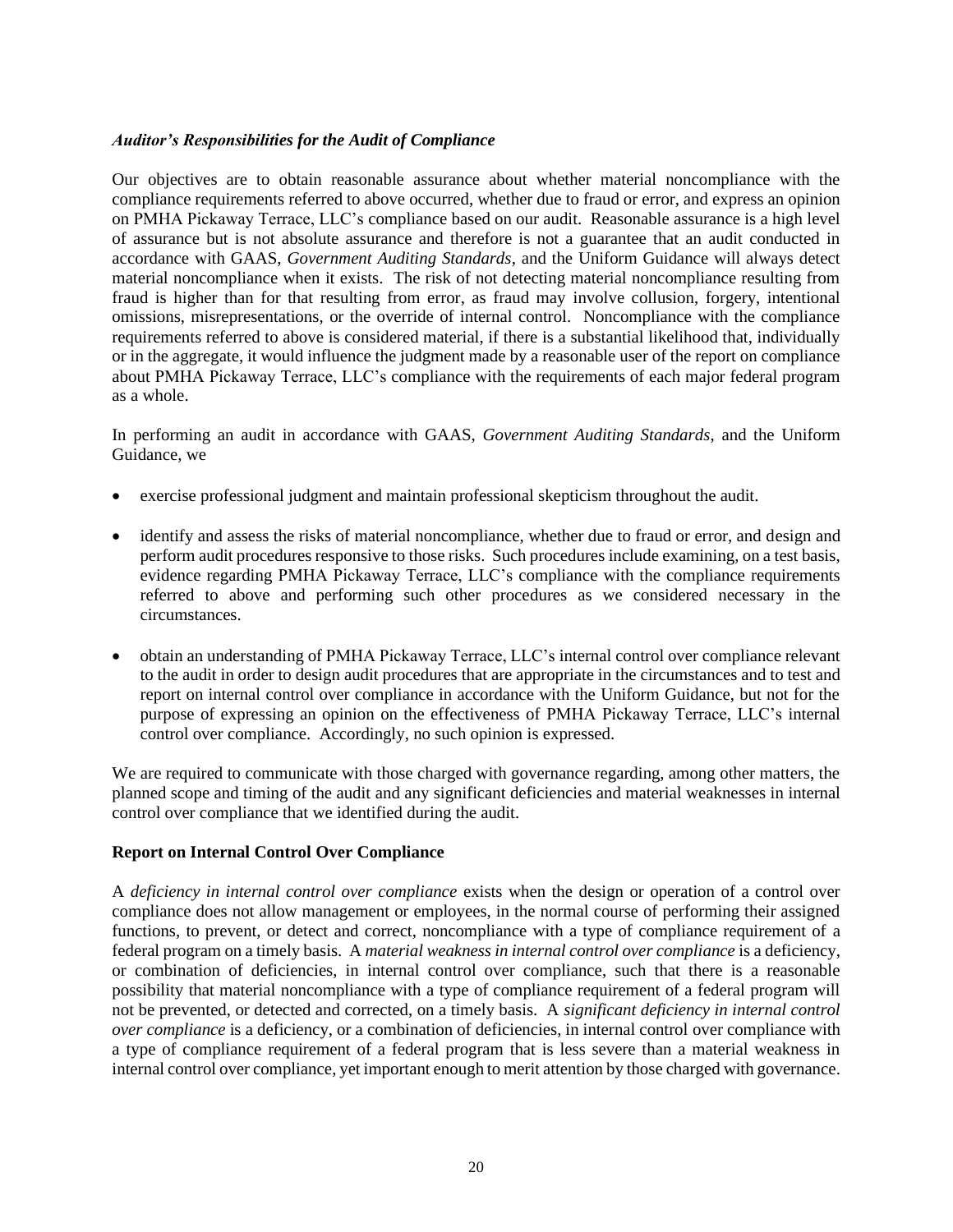### *Auditor's Responsibilities for the Audit of Compliance*

Our objectives are to obtain reasonable assurance about whether material noncompliance with the compliance requirements referred to above occurred, whether due to fraud or error, and express an opinion on PMHA Pickaway Terrace, LLC's compliance based on our audit. Reasonable assurance is a high level of assurance but is not absolute assurance and therefore is not a guarantee that an audit conducted in accordance with GAAS, *Government Auditing Standards*, and the Uniform Guidance will always detect material noncompliance when it exists. The risk of not detecting material noncompliance resulting from fraud is higher than for that resulting from error, as fraud may involve collusion, forgery, intentional omissions, misrepresentations, or the override of internal control. Noncompliance with the compliance requirements referred to above is considered material, if there is a substantial likelihood that, individually or in the aggregate, it would influence the judgment made by a reasonable user of the report on compliance about PMHA Pickaway Terrace, LLC's compliance with the requirements of each major federal program as a whole.

In performing an audit in accordance with GAAS, *Government Auditing Standards*, and the Uniform Guidance, we

- exercise professional judgment and maintain professional skepticism throughout the audit.
- identify and assess the risks of material noncompliance, whether due to fraud or error, and design and perform audit procedures responsive to those risks. Such procedures include examining, on a test basis, evidence regarding PMHA Pickaway Terrace, LLC's compliance with the compliance requirements referred to above and performing such other procedures as we considered necessary in the circumstances.
- obtain an understanding of PMHA Pickaway Terrace, LLC's internal control over compliance relevant to the audit in order to design audit procedures that are appropriate in the circumstances and to test and report on internal control over compliance in accordance with the Uniform Guidance, but not for the purpose of expressing an opinion on the effectiveness of PMHA Pickaway Terrace, LLC's internal control over compliance. Accordingly, no such opinion is expressed.

We are required to communicate with those charged with governance regarding, among other matters, the planned scope and timing of the audit and any significant deficiencies and material weaknesses in internal control over compliance that we identified during the audit.

### **Report on Internal Control Over Compliance**

A *deficiency in internal control over compliance* exists when the design or operation of a control over compliance does not allow management or employees, in the normal course of performing their assigned functions, to prevent, or detect and correct, noncompliance with a type of compliance requirement of a federal program on a timely basis. A *material weakness in internal control over compliance* is a deficiency, or combination of deficiencies, in internal control over compliance, such that there is a reasonable possibility that material noncompliance with a type of compliance requirement of a federal program will not be prevented, or detected and corrected, on a timely basis. A *significant deficiency in internal control over compliance* is a deficiency, or a combination of deficiencies, in internal control over compliance with a type of compliance requirement of a federal program that is less severe than a material weakness in internal control over compliance, yet important enough to merit attention by those charged with governance.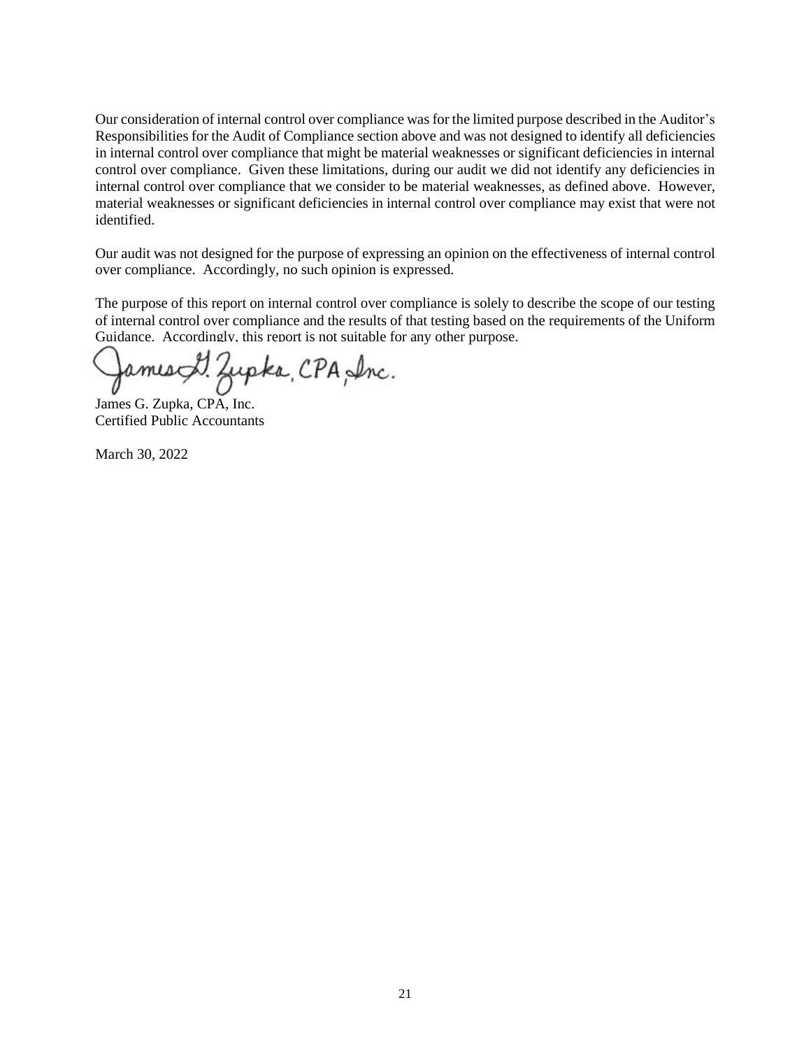Our consideration of internal control over compliance was for the limited purpose described in the Auditor's Responsibilities for the Audit of Compliance section above and was not designed to identify all deficiencies in internal control over compliance that might be material weaknesses or significant deficiencies in internal control over compliance. Given these limitations, during our audit we did not identify any deficiencies in internal control over compliance that we consider to be material weaknesses, as defined above. However, material weaknesses or significant deficiencies in internal control over compliance may exist that were not identified.

Our audit was not designed for the purpose of expressing an opinion on the effectiveness of internal control over compliance. Accordingly, no such opinion is expressed.

The purpose of this report on internal control over compliance is solely to describe the scope of our testing of internal control over compliance and the results of that testing based on the requirements of the Uniform Guidance. Accordingly, this report is not suitable for any other purpose.

James G. Zupka, CPA, Inc.

James G. Zupka, CPA, Inc.
Certified Public Accountants

March 30, 2022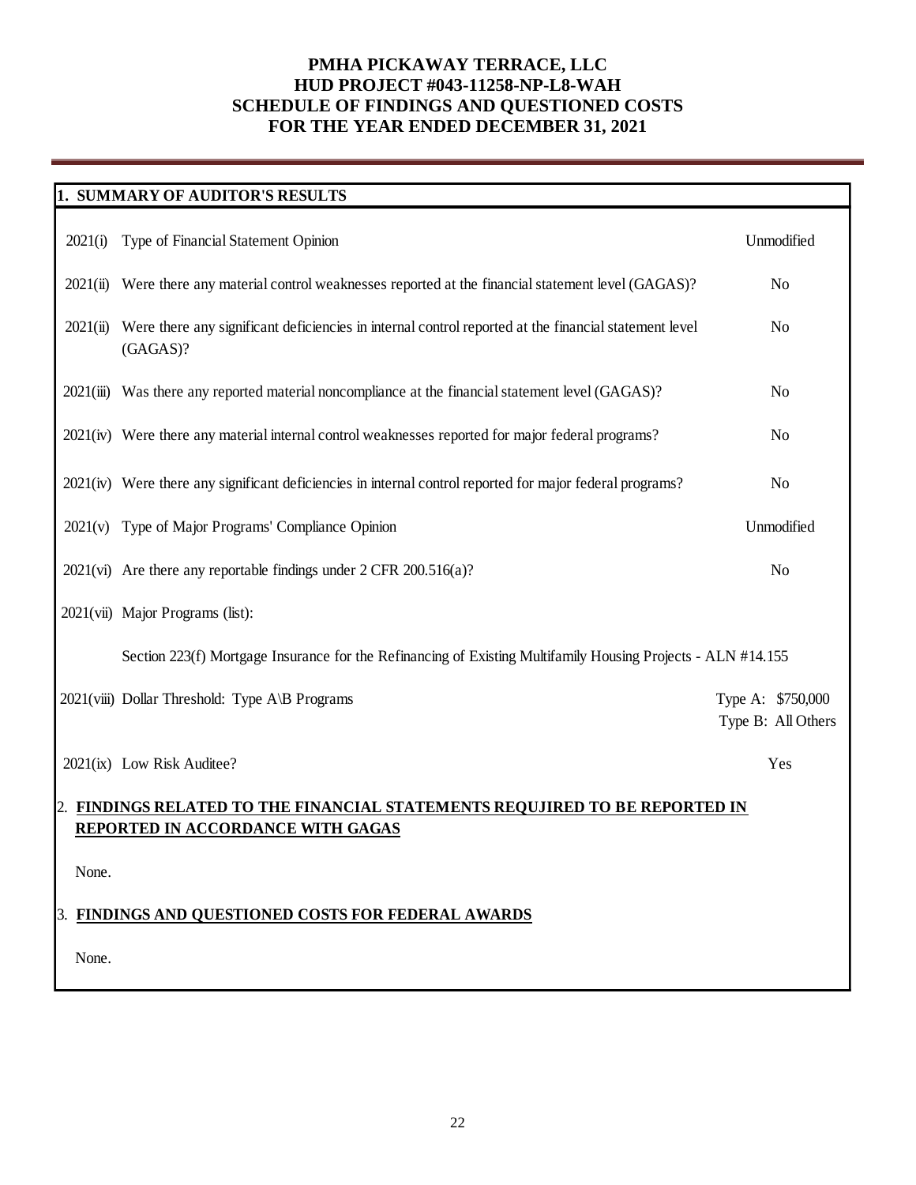# PMHA PICKAWAY TERRACE, LLC
# HUD PROJECT #043-11258-NP-L8-WAH
# SCHEDULE OF FINDINGS AND QUESTIONED COSTS
# FOR THE YEAR ENDED DECEMBER 31, 2021

## 1. SUMMARY OF AUDITOR'S RESULTS

| | | |
|---|---|---|
| 2021(i) | Type of Financial Statement Opinion | Unmodified |
| 2021(ii) | Were there any material control weaknesses reported at the financial statement level (GAGAS)? | No |
| 2021(ii) | Were there any significant deficiencies in internal control reported at the financial statement level (GAGAS)? | No |
| 2021(iii) | Was there any reported material noncompliance at the financial statement level (GAGAS)? | No |
| 2021(iv) | Were there any material internal control weaknesses reported for major federal programs? | No |
| 2021(iv) | Were there any significant deficiencies in internal control reported for major federal programs? | No |
| 2021(v) | Type of Major Programs' Compliance Opinion | Unmodified |
| 2021(vi) | Are there any reportable findings under 2 CFR 200.516(a)? | No |
| 2021(vii) | Major Programs (list): | |
| | Section 223(f) Mortgage Insurance for the Refinancing of Existing Multifamily Housing Projects - ALN #14.155 | |
| 2021(viii) | Dollar Threshold: Type A\B Programs | Type A: $750,000<br>Type B: All Others |
| 2021(ix) | Low Risk Auditee? | Yes |

## 2. FINDINGS RELATED TO THE FINANCIAL STATEMENTS REQUJIRED TO BE REPORTED IN REPORTED IN ACCORDANCE WITH GAGAS

None.

## 3. FINDINGS AND QUESTIONED COSTS FOR FEDERAL AWARDS

None.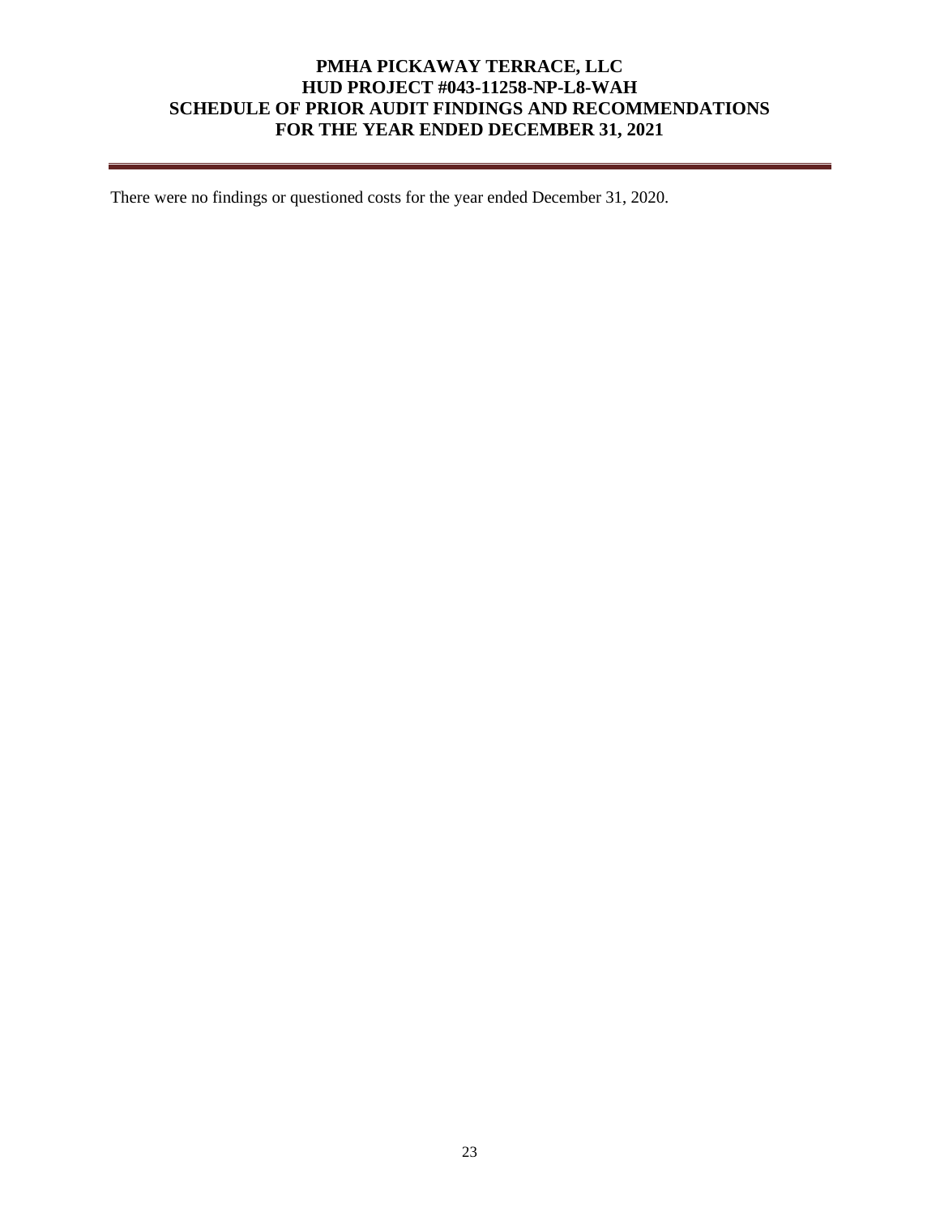# PMHA PICKAWAY TERRACE, LLC
# HUD PROJECT #043-11258-NP-L8-WAH
# SCHEDULE OF PRIOR AUDIT FINDINGS AND RECOMMENDATIONS
# FOR THE YEAR ENDED DECEMBER 31, 2021

There were no findings or questioned costs for the year ended December 31, 2020.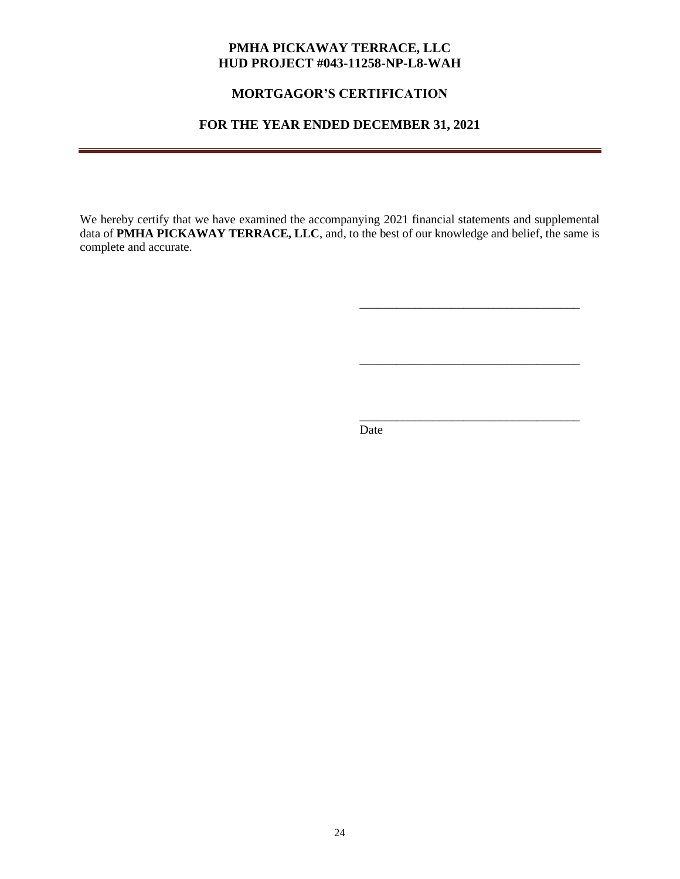**PMHA PICKAWAY TERRACE, LLC**
**HUD PROJECT #043-11258-NP-L8-WAH**

**MORTGAGOR'S CERTIFICATION**

**FOR THE YEAR ENDED DECEMBER 31, 2021**

---

We hereby certify that we have examined the accompanying 2021 financial statements and supplemental data of **PMHA PICKAWAY TERRACE, LLC**, and, to the best of our knowledge and belief, the same is complete and accurate.

\_\_\_\_\_\_\_\_\_\_\_\_\_\_\_\_\_\_\_\_\_\_\_\_\_\_\_\_\_\_\_\_\_\_\_\_

\_\_\_\_\_\_\_\_\_\_\_\_\_\_\_\_\_\_\_\_\_\_\_\_\_\_\_\_\_\_\_\_\_\_\_\_

\_\_\_\_\_\_\_\_\_\_\_\_\_\_\_\_\_\_\_\_\_\_\_\_\_\_\_\_\_\_\_\_\_\_\_\_
Date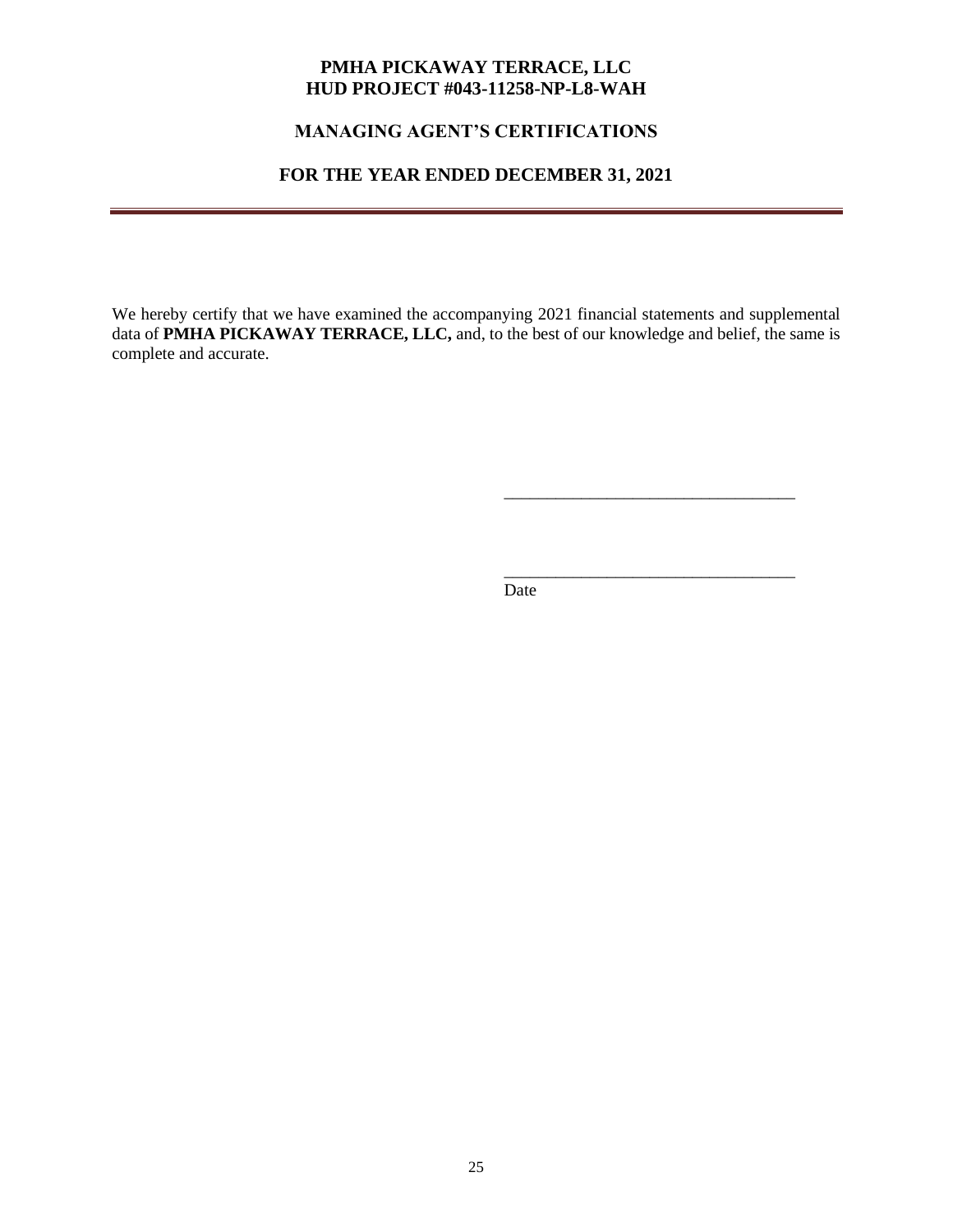# PMHA PICKAWAY TERRACE, LLC
# HUD PROJECT #043-11258-NP-L8-WAH

## MANAGING AGENT'S CERTIFICATIONS

## FOR THE YEAR ENDED DECEMBER 31, 2021

We hereby certify that we have examined the accompanying 2021 financial statements and supplemental data of **PMHA PICKAWAY TERRACE, LLC,** and, to the best of our knowledge and belief, the same is complete and accurate.

\_\_\_\_\_\_\_\_\_\_\_\_\_\_\_\_\_\_\_\_\_\_\_\_\_\_\_\_\_\_\_\_\_\_

\_\_\_\_\_\_\_\_\_\_\_\_\_\_\_\_\_\_\_\_\_\_\_\_\_\_\_\_\_\_\_\_\_\_
Date